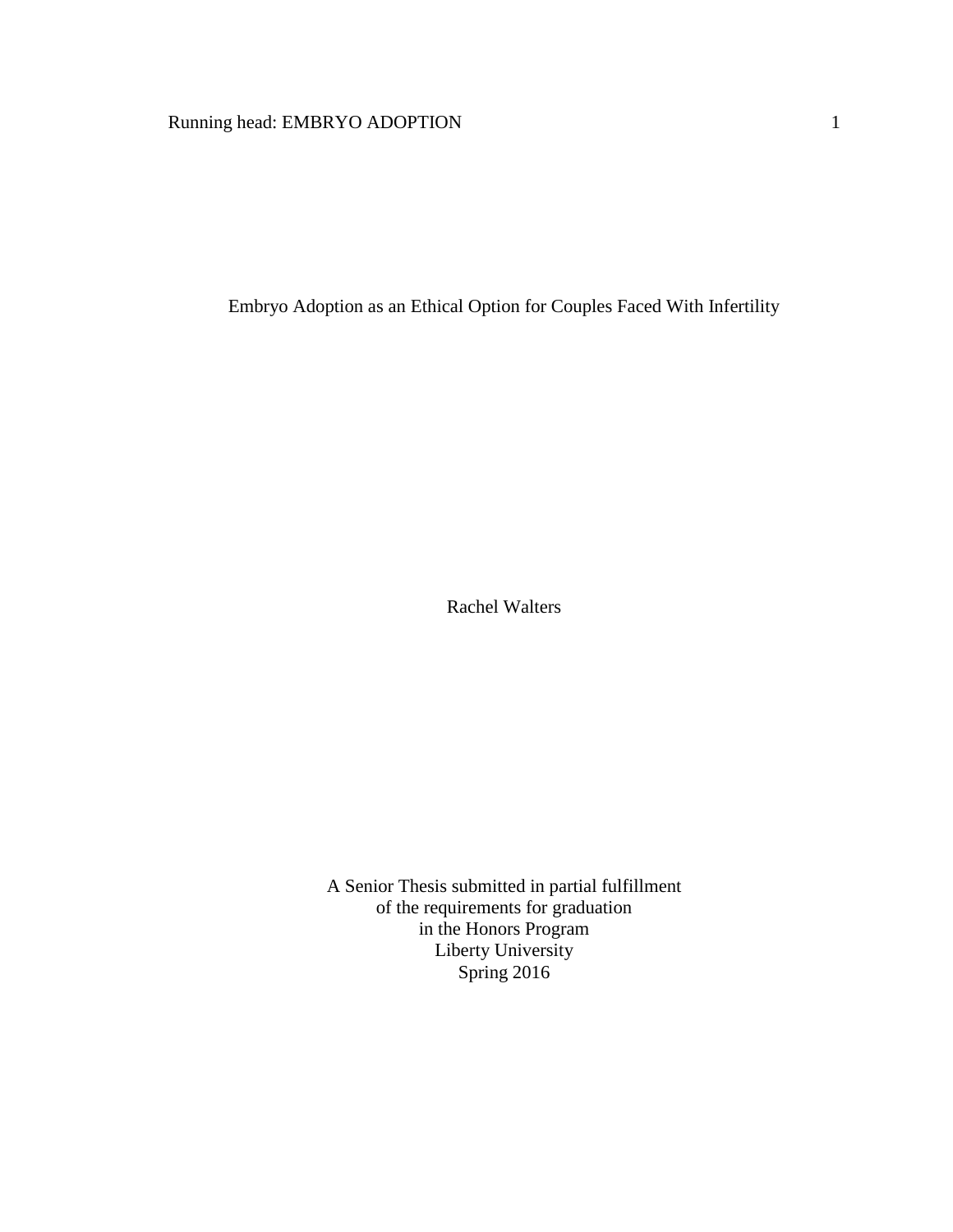# Embryo Adoption as an Ethical Option for Couples Faced With Infertility

Rachel Walters

A Senior Thesis submitted in partial fulfillment
of the requirements for graduation
in the Honors Program
Liberty University
Spring 2016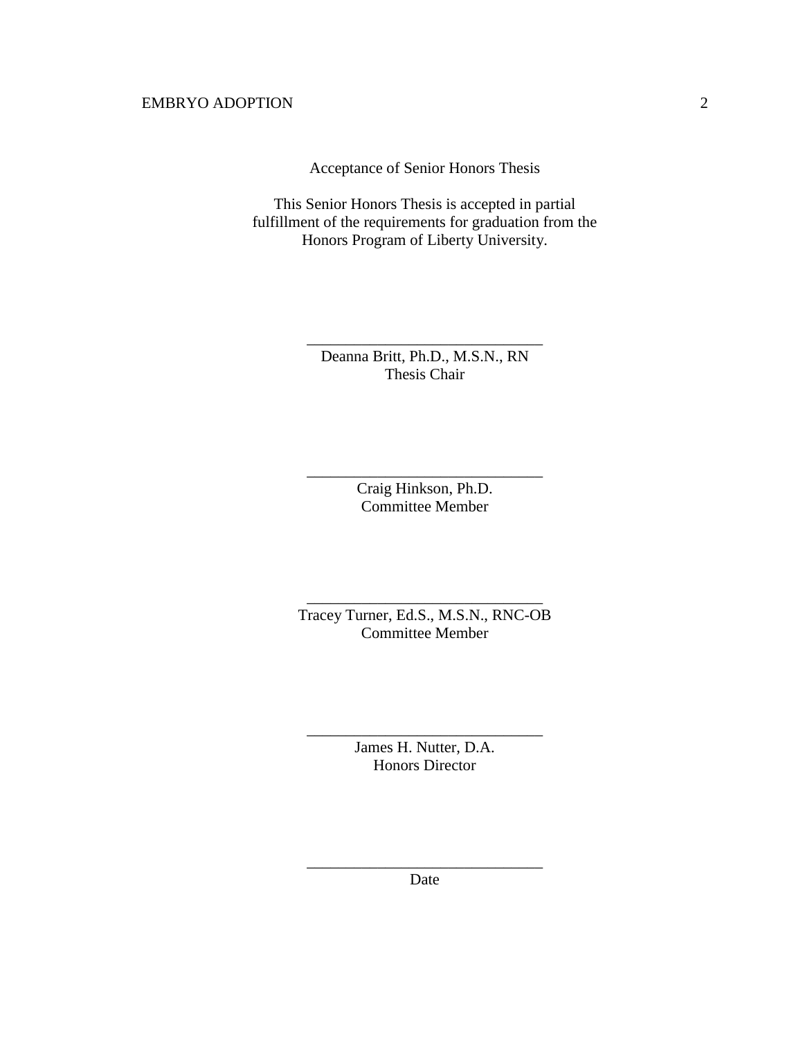Acceptance of Senior Honors Thesis

This Senior Honors Thesis is accepted in partial fulfillment of the requirements for graduation from the Honors Program of Liberty University.

______________________________
Deanna Britt, Ph.D., M.S.N., RN
Thesis Chair

______________________________
Craig Hinkson, Ph.D.
Committee Member

______________________________
Tracey Turner, Ed.S., M.S.N., RNC-OB
Committee Member

______________________________
James H. Nutter, D.A.
Honors Director

______________________________
Date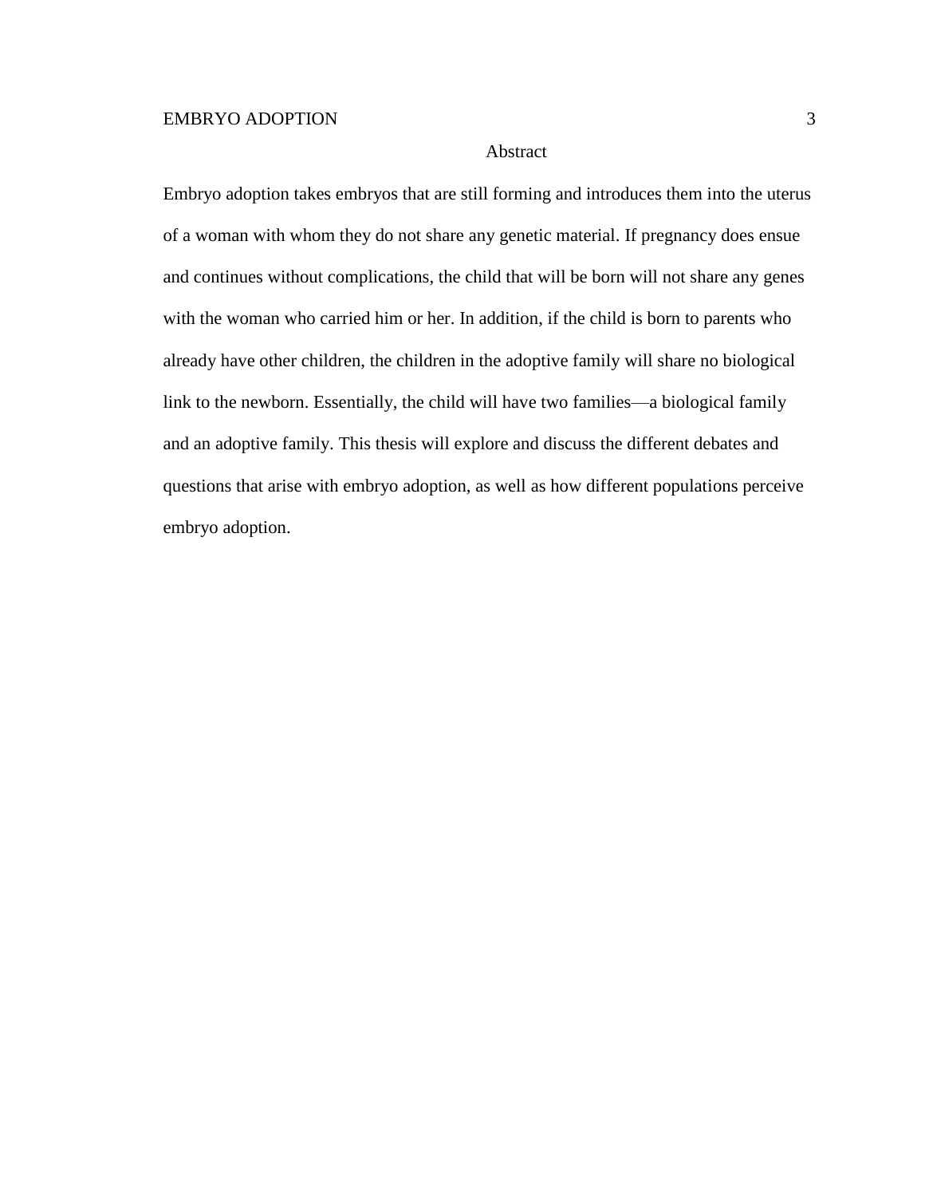# Abstract

Embryo adoption takes embryos that are still forming and introduces them into the uterus of a woman with whom they do not share any genetic material. If pregnancy does ensue and continues without complications, the child that will be born will not share any genes with the woman who carried him or her. In addition, if the child is born to parents who already have other children, the children in the adoptive family will share no biological link to the newborn. Essentially, the child will have two families—a biological family and an adoptive family. This thesis will explore and discuss the different debates and questions that arise with embryo adoption, as well as how different populations perceive embryo adoption.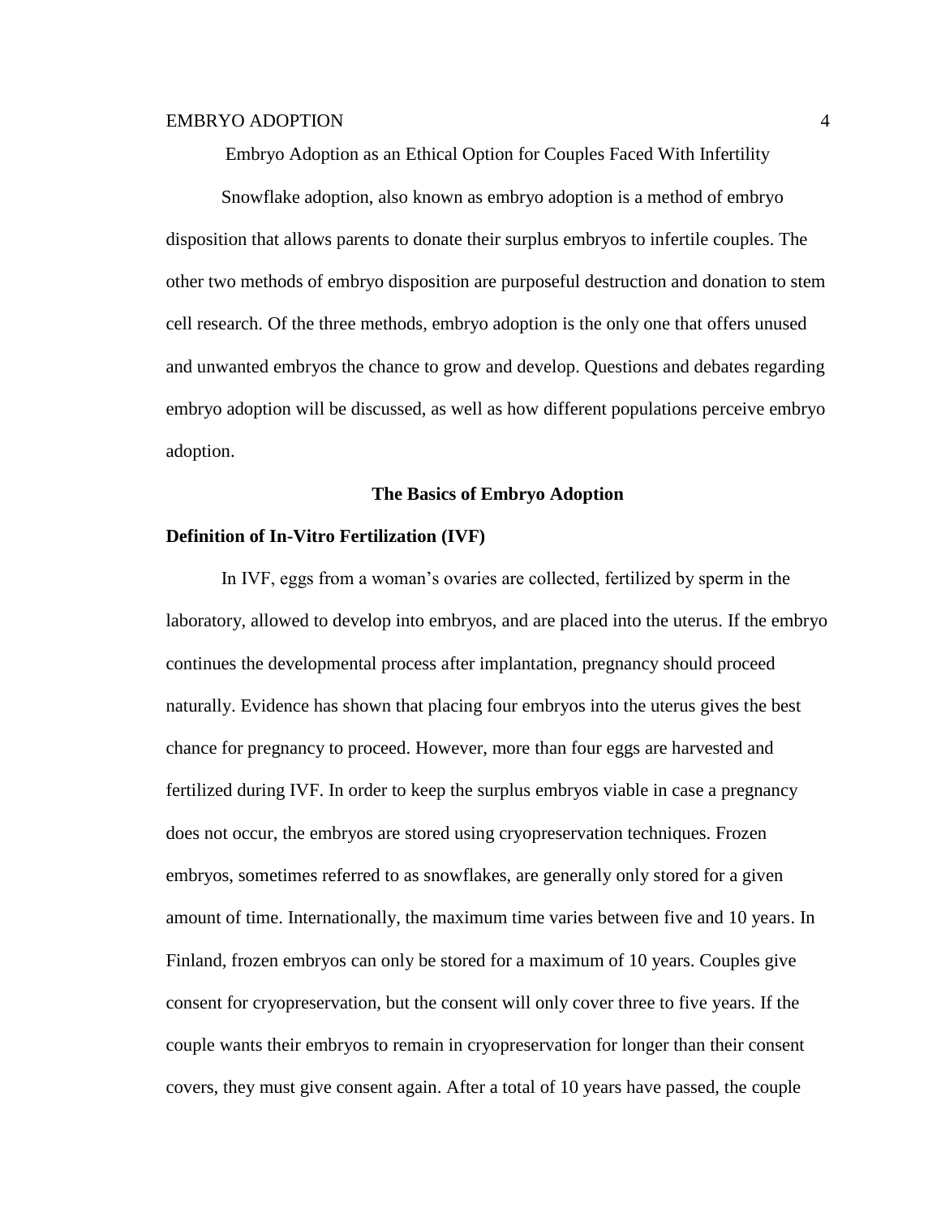# Embryo Adoption as an Ethical Option for Couples Faced With Infertility

Snowflake adoption, also known as embryo adoption is a method of embryo disposition that allows parents to donate their surplus embryos to infertile couples. The other two methods of embryo disposition are purposeful destruction and donation to stem cell research. Of the three methods, embryo adoption is the only one that offers unused and unwanted embryos the chance to grow and develop. Questions and debates regarding embryo adoption will be discussed, as well as how different populations perceive embryo adoption.

## The Basics of Embryo Adoption

### Definition of In-Vitro Fertilization (IVF)

In IVF, eggs from a woman's ovaries are collected, fertilized by sperm in the laboratory, allowed to develop into embryos, and are placed into the uterus. If the embryo continues the developmental process after implantation, pregnancy should proceed naturally. Evidence has shown that placing four embryos into the uterus gives the best chance for pregnancy to proceed. However, more than four eggs are harvested and fertilized during IVF. In order to keep the surplus embryos viable in case a pregnancy does not occur, the embryos are stored using cryopreservation techniques. Frozen embryos, sometimes referred to as snowflakes, are generally only stored for a given amount of time. Internationally, the maximum time varies between five and 10 years. In Finland, frozen embryos can only be stored for a maximum of 10 years. Couples give consent for cryopreservation, but the consent will only cover three to five years. If the couple wants their embryos to remain in cryopreservation for longer than their consent covers, they must give consent again. After a total of 10 years have passed, the couple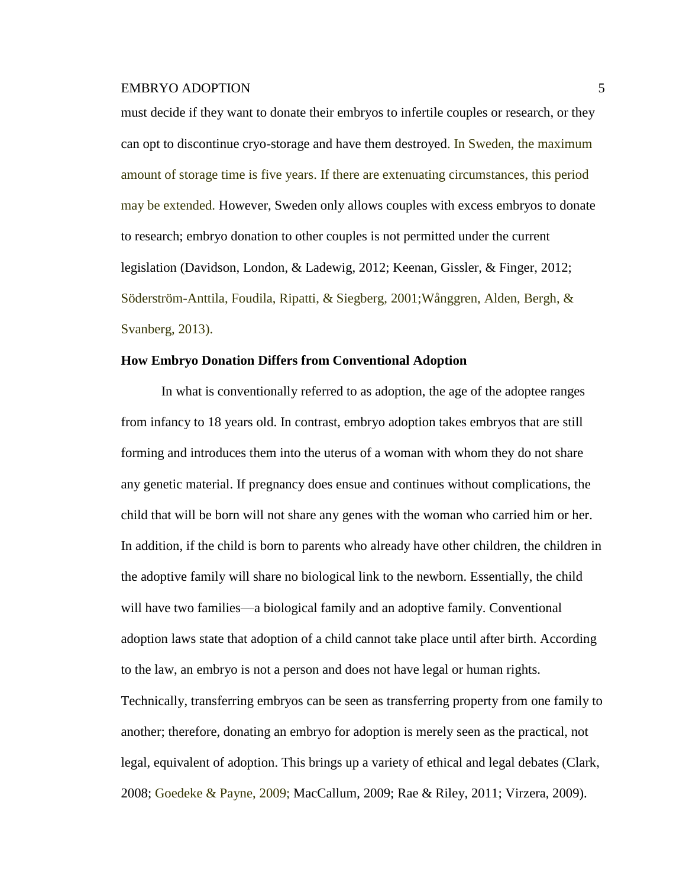must decide if they want to donate their embryos to infertile couples or research, or they can opt to discontinue cryo-storage and have them destroyed. In Sweden, the maximum amount of storage time is five years. If there are extenuating circumstances, this period may be extended. However, Sweden only allows couples with excess embryos to donate to research; embryo donation to other couples is not permitted under the current legislation (Davidson, London, & Ladewig, 2012; Keenan, Gissler, & Finger, 2012; Söderström-Anttila, Foudila, Ripatti, & Siegberg, 2001;Wånggren, Alden, Bergh, & Svanberg, 2013).

**How Embryo Donation Differs from Conventional Adoption**

In what is conventionally referred to as adoption, the age of the adoptee ranges from infancy to 18 years old. In contrast, embryo adoption takes embryos that are still forming and introduces them into the uterus of a woman with whom they do not share any genetic material. If pregnancy does ensue and continues without complications, the child that will be born will not share any genes with the woman who carried him or her. In addition, if the child is born to parents who already have other children, the children in the adoptive family will share no biological link to the newborn. Essentially, the child will have two families—a biological family and an adoptive family. Conventional adoption laws state that adoption of a child cannot take place until after birth. According to the law, an embryo is not a person and does not have legal or human rights. Technically, transferring embryos can be seen as transferring property from one family to another; therefore, donating an embryo for adoption is merely seen as the practical, not legal, equivalent of adoption. This brings up a variety of ethical and legal debates (Clark, 2008; Goedeke & Payne, 2009; MacCallum, 2009; Rae & Riley, 2011; Virzera, 2009).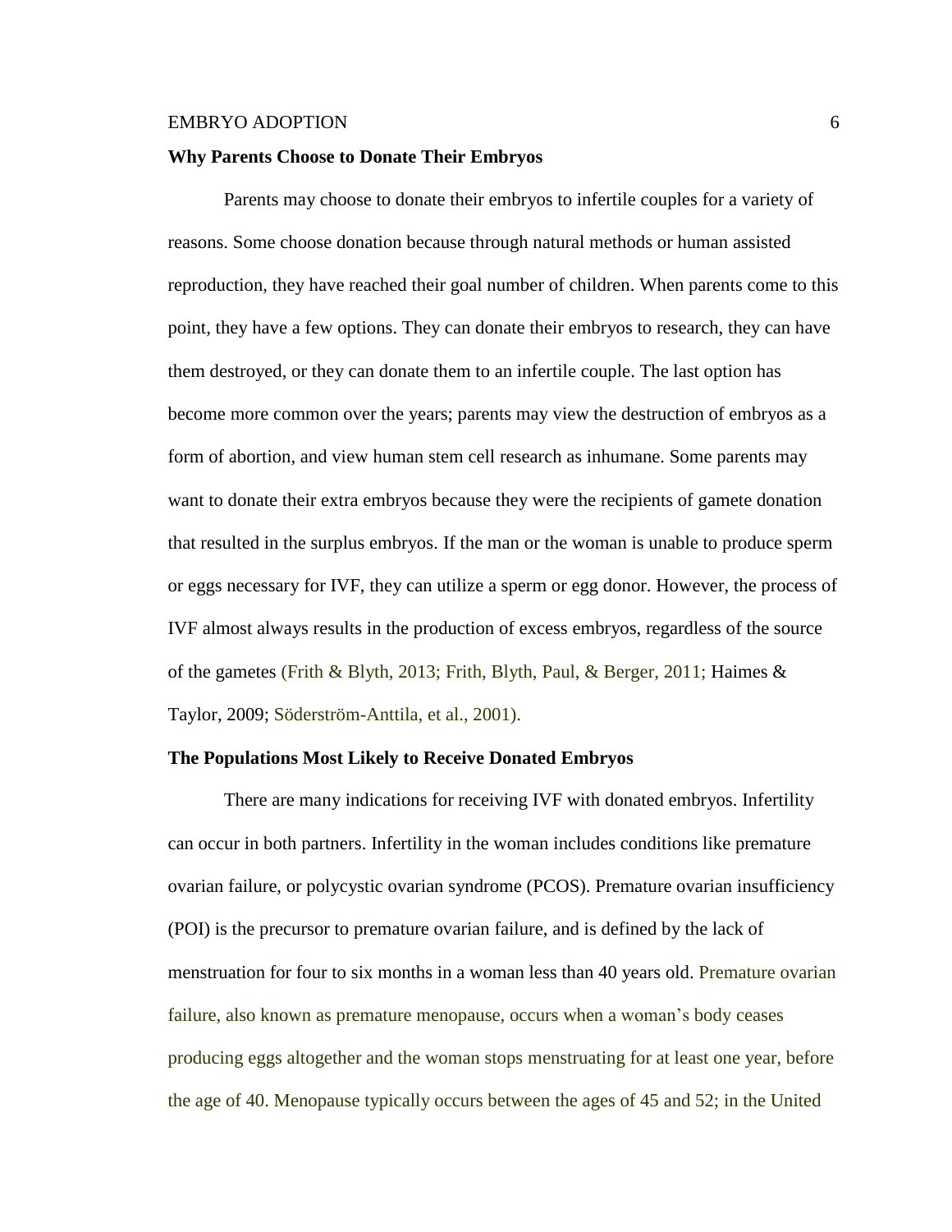**Why Parents Choose to Donate Their Embryos**

Parents may choose to donate their embryos to infertile couples for a variety of reasons. Some choose donation because through natural methods or human assisted reproduction, they have reached their goal number of children. When parents come to this point, they have a few options. They can donate their embryos to research, they can have them destroyed, or they can donate them to an infertile couple. The last option has become more common over the years; parents may view the destruction of embryos as a form of abortion, and view human stem cell research as inhumane. Some parents may want to donate their extra embryos because they were the recipients of gamete donation that resulted in the surplus embryos. If the man or the woman is unable to produce sperm or eggs necessary for IVF, they can utilize a sperm or egg donor. However, the process of IVF almost always results in the production of excess embryos, regardless of the source of the gametes (Frith & Blyth, 2013; Frith, Blyth, Paul, & Berger, 2011; Haimes & Taylor, 2009; Söderström-Anttila, et al., 2001).

**The Populations Most Likely to Receive Donated Embryos**

There are many indications for receiving IVF with donated embryos. Infertility can occur in both partners. Infertility in the woman includes conditions like premature ovarian failure, or polycystic ovarian syndrome (PCOS). Premature ovarian insufficiency (POI) is the precursor to premature ovarian failure, and is defined by the lack of menstruation for four to six months in a woman less than 40 years old. Premature ovarian failure, also known as premature menopause, occurs when a woman's body ceases producing eggs altogether and the woman stops menstruating for at least one year, before the age of 40. Menopause typically occurs between the ages of 45 and 52; in the United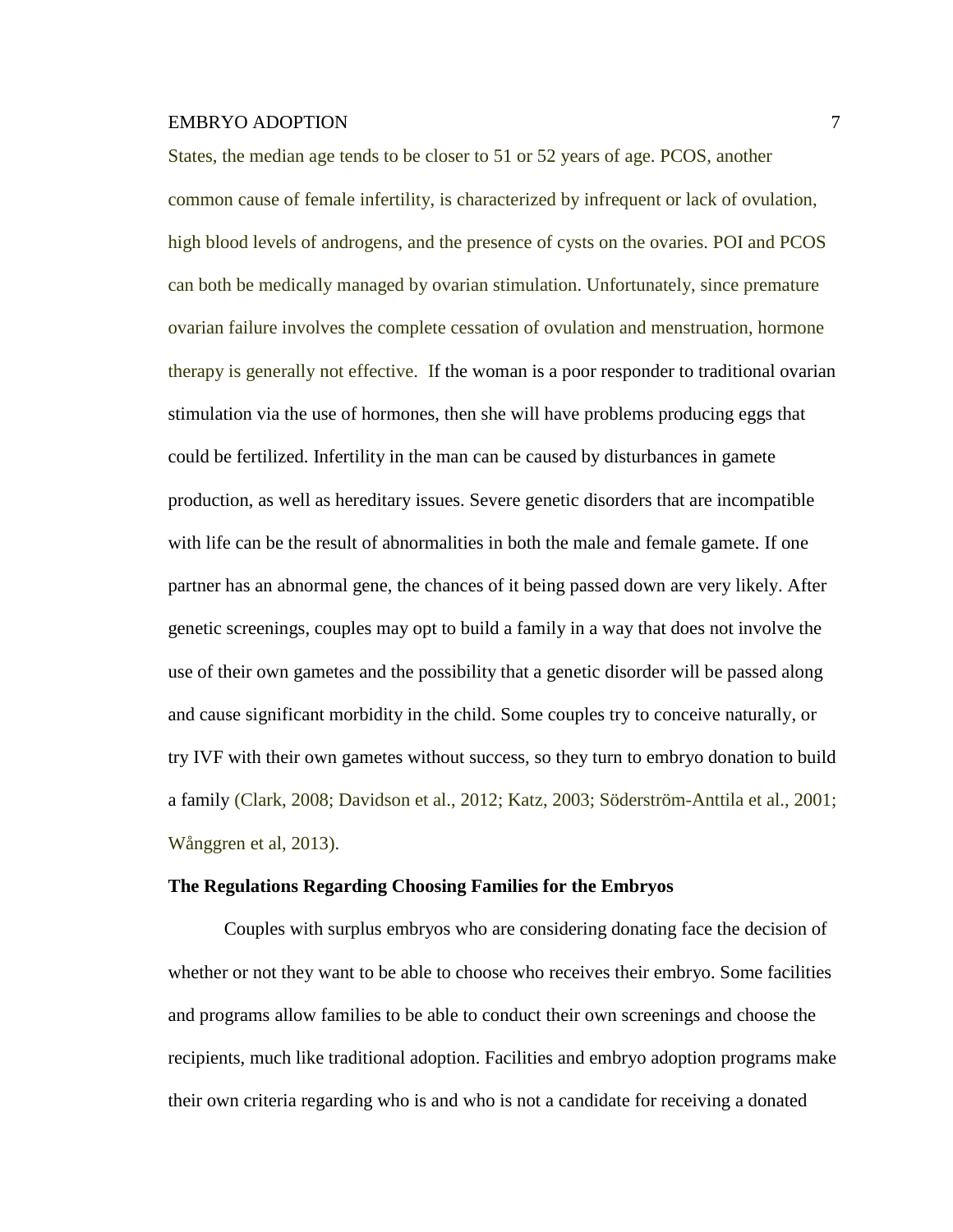States, the median age tends to be closer to 51 or 52 years of age. PCOS, another common cause of female infertility, is characterized by infrequent or lack of ovulation, high blood levels of androgens, and the presence of cysts on the ovaries. POI and PCOS can both be medically managed by ovarian stimulation. Unfortunately, since premature ovarian failure involves the complete cessation of ovulation and menstruation, hormone therapy is generally not effective. If the woman is a poor responder to traditional ovarian stimulation via the use of hormones, then she will have problems producing eggs that could be fertilized. Infertility in the man can be caused by disturbances in gamete production, as well as hereditary issues. Severe genetic disorders that are incompatible with life can be the result of abnormalities in both the male and female gamete. If one partner has an abnormal gene, the chances of it being passed down are very likely. After genetic screenings, couples may opt to build a family in a way that does not involve the use of their own gametes and the possibility that a genetic disorder will be passed along and cause significant morbidity in the child. Some couples try to conceive naturally, or try IVF with their own gametes without success, so they turn to embryo donation to build a family (Clark, 2008; Davidson et al., 2012; Katz, 2003; Söderström-Anttila et al., 2001; Wånggren et al, 2013).

**The Regulations Regarding Choosing Families for the Embryos**

Couples with surplus embryos who are considering donating face the decision of whether or not they want to be able to choose who receives their embryo. Some facilities and programs allow families to be able to conduct their own screenings and choose the recipients, much like traditional adoption. Facilities and embryo adoption programs make their own criteria regarding who is and who is not a candidate for receiving a donated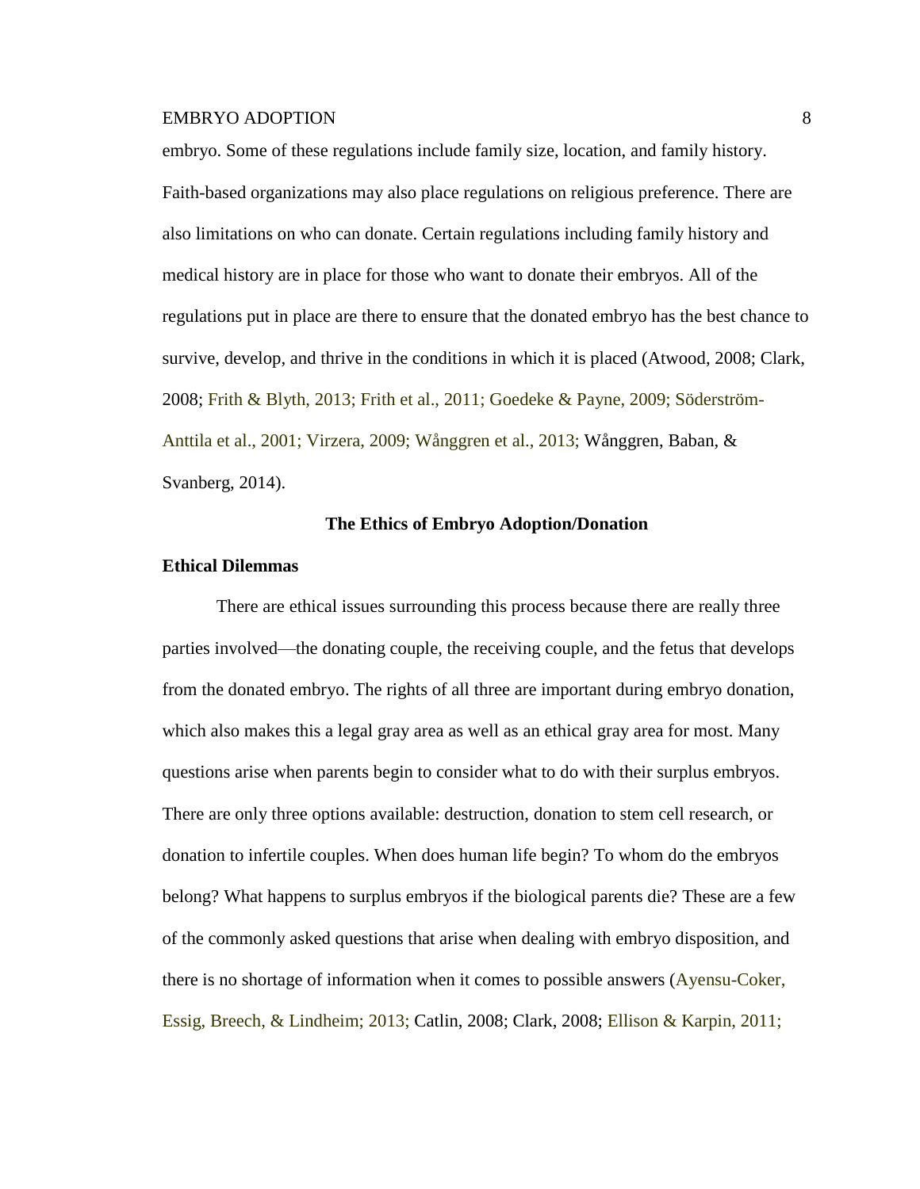embryo. Some of these regulations include family size, location, and family history. Faith-based organizations may also place regulations on religious preference. There are also limitations on who can donate. Certain regulations including family history and medical history are in place for those who want to donate their embryos. All of the regulations put in place are there to ensure that the donated embryo has the best chance to survive, develop, and thrive in the conditions in which it is placed (Atwood, 2008; Clark, 2008; Frith & Blyth, 2013; Frith et al., 2011; Goedeke & Payne, 2009; Söderström-Anttila et al., 2001; Virzera, 2009; Wånggren et al., 2013; Wånggren, Baban, & Svanberg, 2014).

## The Ethics of Embryo Adoption/Donation

### Ethical Dilemmas

There are ethical issues surrounding this process because there are really three parties involved—the donating couple, the receiving couple, and the fetus that develops from the donated embryo. The rights of all three are important during embryo donation, which also makes this a legal gray area as well as an ethical gray area for most. Many questions arise when parents begin to consider what to do with their surplus embryos. There are only three options available: destruction, donation to stem cell research, or donation to infertile couples. When does human life begin? To whom do the embryos belong? What happens to surplus embryos if the biological parents die? These are a few of the commonly asked questions that arise when dealing with embryo disposition, and there is no shortage of information when it comes to possible answers (Ayensu-Coker, Essig, Breech, & Lindheim; 2013; Catlin, 2008; Clark, 2008; Ellison & Karpin, 2011;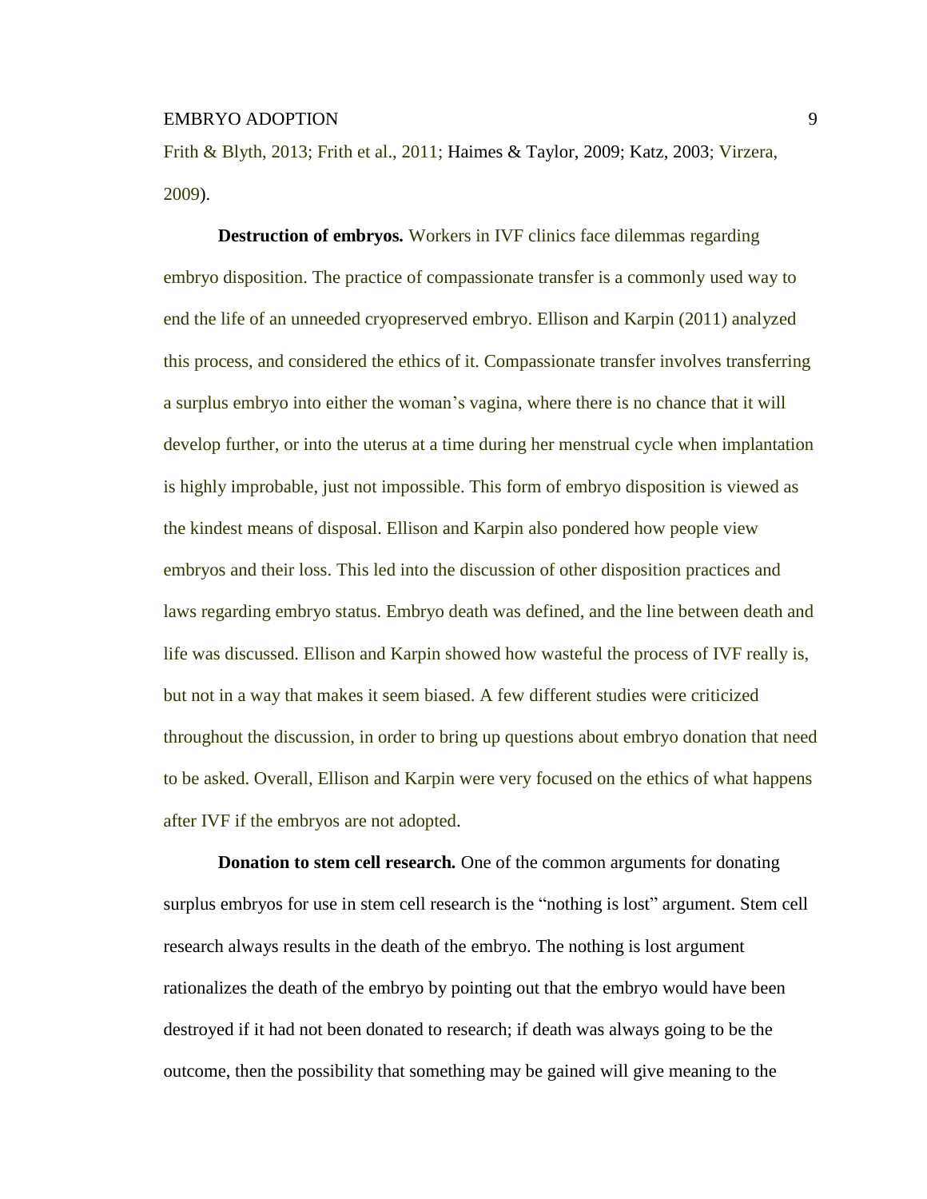Frith & Blyth, 2013; Frith et al., 2011; Haimes & Taylor, 2009; Katz, 2003; Virzera, 2009).

**Destruction of embryos.** Workers in IVF clinics face dilemmas regarding embryo disposition. The practice of compassionate transfer is a commonly used way to end the life of an unneeded cryopreserved embryo. Ellison and Karpin (2011) analyzed this process, and considered the ethics of it. Compassionate transfer involves transferring a surplus embryo into either the woman's vagina, where there is no chance that it will develop further, or into the uterus at a time during her menstrual cycle when implantation is highly improbable, just not impossible. This form of embryo disposition is viewed as the kindest means of disposal. Ellison and Karpin also pondered how people view embryos and their loss. This led into the discussion of other disposition practices and laws regarding embryo status. Embryo death was defined, and the line between death and life was discussed. Ellison and Karpin showed how wasteful the process of IVF really is, but not in a way that makes it seem biased. A few different studies were criticized throughout the discussion, in order to bring up questions about embryo donation that need to be asked. Overall, Ellison and Karpin were very focused on the ethics of what happens after IVF if the embryos are not adopted.

**Donation to stem cell research.** One of the common arguments for donating surplus embryos for use in stem cell research is the "nothing is lost" argument. Stem cell research always results in the death of the embryo. The nothing is lost argument rationalizes the death of the embryo by pointing out that the embryo would have been destroyed if it had not been donated to research; if death was always going to be the outcome, then the possibility that something may be gained will give meaning to the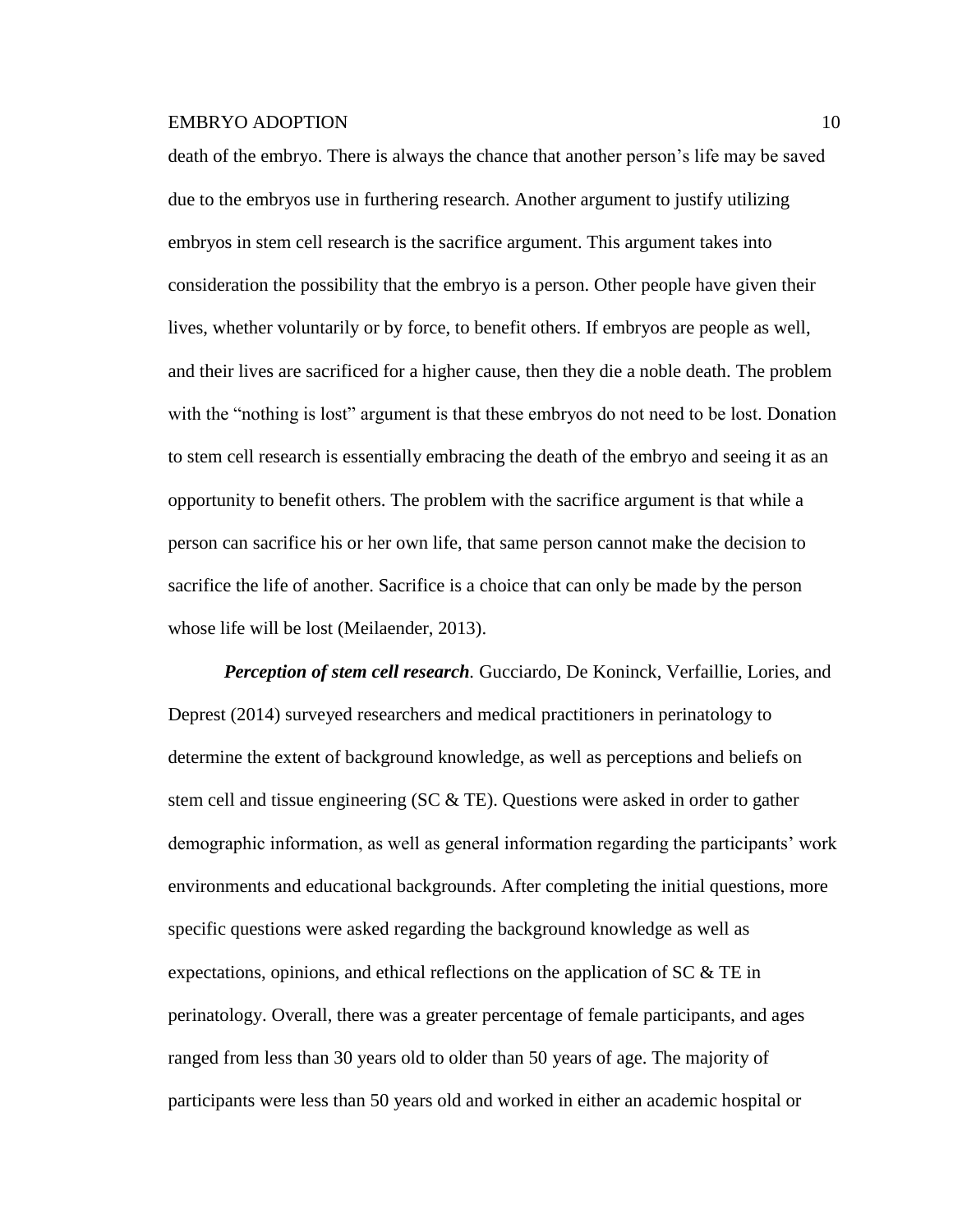death of the embryo. There is always the chance that another person's life may be saved due to the embryos use in furthering research. Another argument to justify utilizing embryos in stem cell research is the sacrifice argument. This argument takes into consideration the possibility that the embryo is a person. Other people have given their lives, whether voluntarily or by force, to benefit others. If embryos are people as well, and their lives are sacrificed for a higher cause, then they die a noble death. The problem with the "nothing is lost" argument is that these embryos do not need to be lost. Donation to stem cell research is essentially embracing the death of the embryo and seeing it as an opportunity to benefit others. The problem with the sacrifice argument is that while a person can sacrifice his or her own life, that same person cannot make the decision to sacrifice the life of another. Sacrifice is a choice that can only be made by the person whose life will be lost (Meilaender, 2013).

***Perception of stem cell research.*** Gucciardo, De Koninck, Verfaillie, Lories, and Deprest (2014) surveyed researchers and medical practitioners in perinatology to determine the extent of background knowledge, as well as perceptions and beliefs on stem cell and tissue engineering (SC & TE). Questions were asked in order to gather demographic information, as well as general information regarding the participants' work environments and educational backgrounds. After completing the initial questions, more specific questions were asked regarding the background knowledge as well as expectations, opinions, and ethical reflections on the application of SC & TE in perinatology. Overall, there was a greater percentage of female participants, and ages ranged from less than 30 years old to older than 50 years of age. The majority of participants were less than 50 years old and worked in either an academic hospital or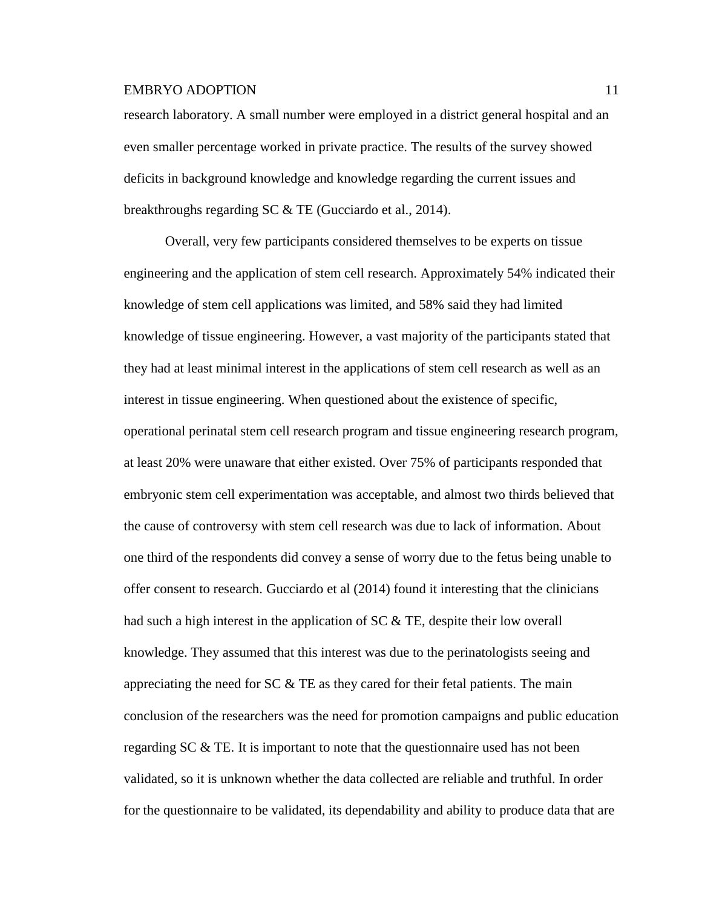research laboratory. A small number were employed in a district general hospital and an even smaller percentage worked in private practice. The results of the survey showed deficits in background knowledge and knowledge regarding the current issues and breakthroughs regarding SC & TE (Gucciardo et al., 2014).

Overall, very few participants considered themselves to be experts on tissue engineering and the application of stem cell research. Approximately 54% indicated their knowledge of stem cell applications was limited, and 58% said they had limited knowledge of tissue engineering. However, a vast majority of the participants stated that they had at least minimal interest in the applications of stem cell research as well as an interest in tissue engineering. When questioned about the existence of specific, operational perinatal stem cell research program and tissue engineering research program, at least 20% were unaware that either existed. Over 75% of participants responded that embryonic stem cell experimentation was acceptable, and almost two thirds believed that the cause of controversy with stem cell research was due to lack of information. About one third of the respondents did convey a sense of worry due to the fetus being unable to offer consent to research. Gucciardo et al (2014) found it interesting that the clinicians had such a high interest in the application of SC & TE, despite their low overall knowledge. They assumed that this interest was due to the perinatologists seeing and appreciating the need for SC & TE as they cared for their fetal patients. The main conclusion of the researchers was the need for promotion campaigns and public education regarding SC & TE. It is important to note that the questionnaire used has not been validated, so it is unknown whether the data collected are reliable and truthful. In order for the questionnaire to be validated, its dependability and ability to produce data that are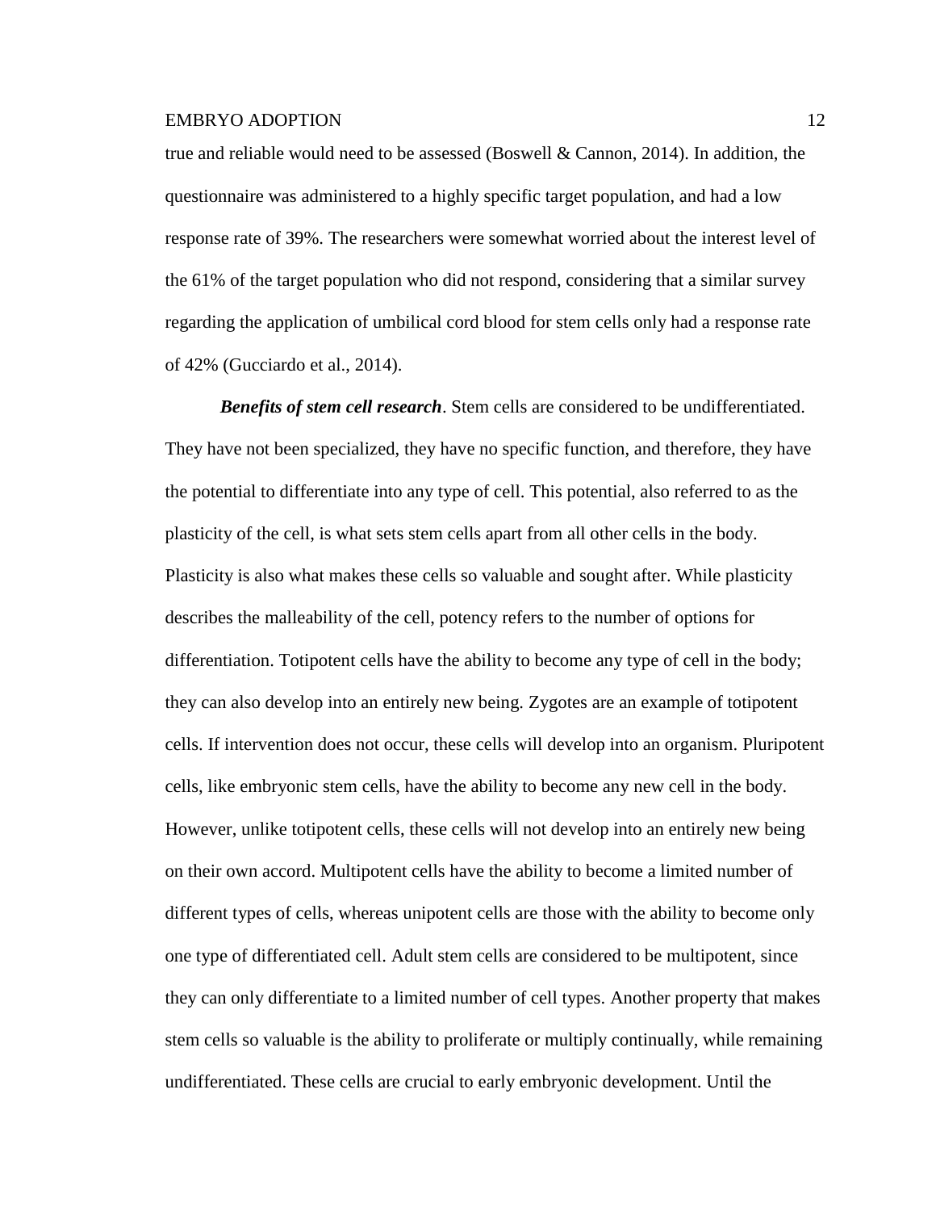true and reliable would need to be assessed (Boswell & Cannon, 2014). In addition, the questionnaire was administered to a highly specific target population, and had a low response rate of 39%. The researchers were somewhat worried about the interest level of the 61% of the target population who did not respond, considering that a similar survey regarding the application of umbilical cord blood for stem cells only had a response rate of 42% (Gucciardo et al., 2014).

***Benefits of stem cell research***. Stem cells are considered to be undifferentiated. They have not been specialized, they have no specific function, and therefore, they have the potential to differentiate into any type of cell. This potential, also referred to as the plasticity of the cell, is what sets stem cells apart from all other cells in the body. Plasticity is also what makes these cells so valuable and sought after. While plasticity describes the malleability of the cell, potency refers to the number of options for differentiation. Totipotent cells have the ability to become any type of cell in the body; they can also develop into an entirely new being. Zygotes are an example of totipotent cells. If intervention does not occur, these cells will develop into an organism. Pluripotent cells, like embryonic stem cells, have the ability to become any new cell in the body. However, unlike totipotent cells, these cells will not develop into an entirely new being on their own accord. Multipotent cells have the ability to become a limited number of different types of cells, whereas unipotent cells are those with the ability to become only one type of differentiated cell. Adult stem cells are considered to be multipotent, since they can only differentiate to a limited number of cell types. Another property that makes stem cells so valuable is the ability to proliferate or multiply continually, while remaining undifferentiated. These cells are crucial to early embryonic development. Until the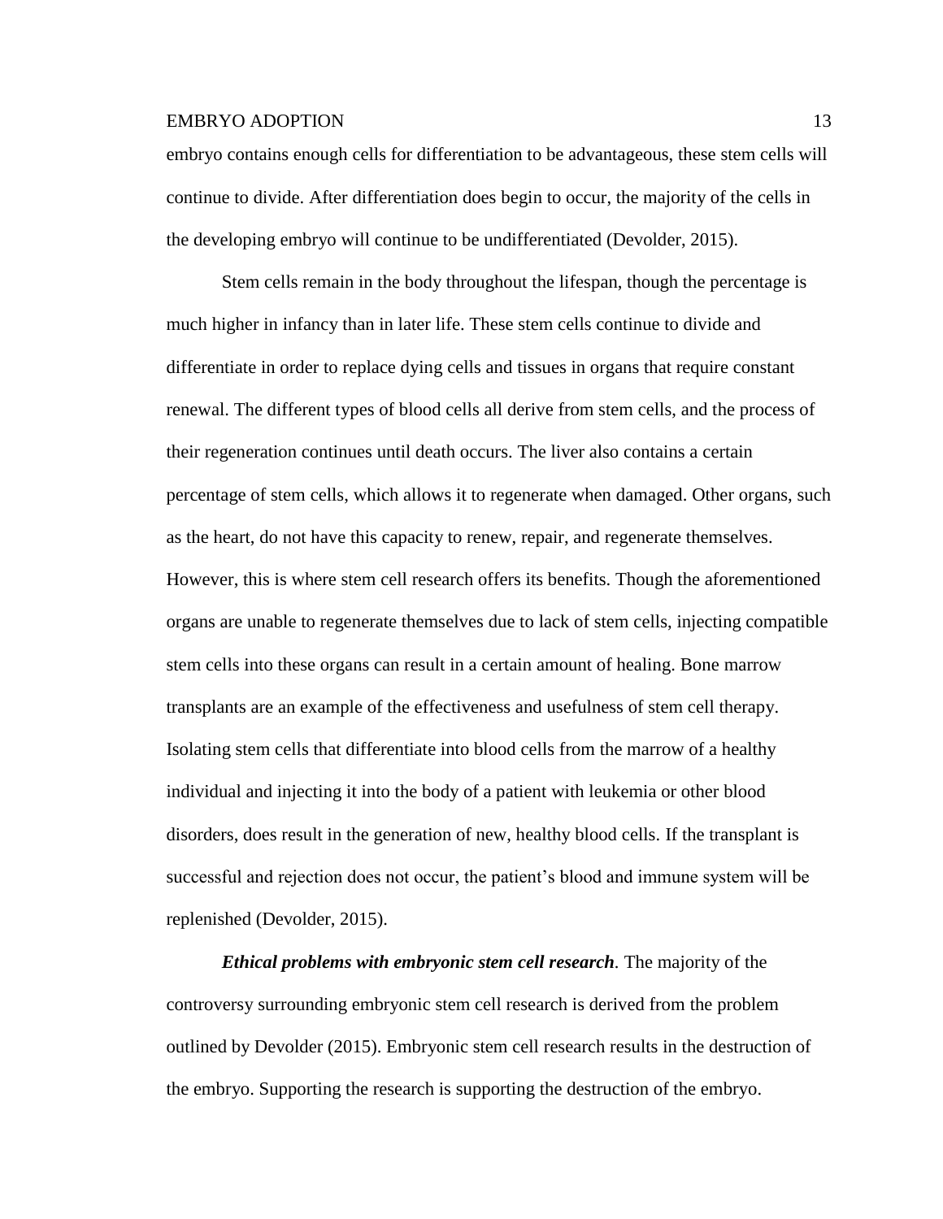embryo contains enough cells for differentiation to be advantageous, these stem cells will continue to divide. After differentiation does begin to occur, the majority of the cells in the developing embryo will continue to be undifferentiated (Devolder, 2015).

Stem cells remain in the body throughout the lifespan, though the percentage is much higher in infancy than in later life. These stem cells continue to divide and differentiate in order to replace dying cells and tissues in organs that require constant renewal. The different types of blood cells all derive from stem cells, and the process of their regeneration continues until death occurs. The liver also contains a certain percentage of stem cells, which allows it to regenerate when damaged. Other organs, such as the heart, do not have this capacity to renew, repair, and regenerate themselves. However, this is where stem cell research offers its benefits. Though the aforementioned organs are unable to regenerate themselves due to lack of stem cells, injecting compatible stem cells into these organs can result in a certain amount of healing. Bone marrow transplants are an example of the effectiveness and usefulness of stem cell therapy. Isolating stem cells that differentiate into blood cells from the marrow of a healthy individual and injecting it into the body of a patient with leukemia or other blood disorders, does result in the generation of new, healthy blood cells. If the transplant is successful and rejection does not occur, the patient's blood and immune system will be replenished (Devolder, 2015).

***Ethical problems with embryonic stem cell research***. The majority of the controversy surrounding embryonic stem cell research is derived from the problem outlined by Devolder (2015). Embryonic stem cell research results in the destruction of the embryo. Supporting the research is supporting the destruction of the embryo.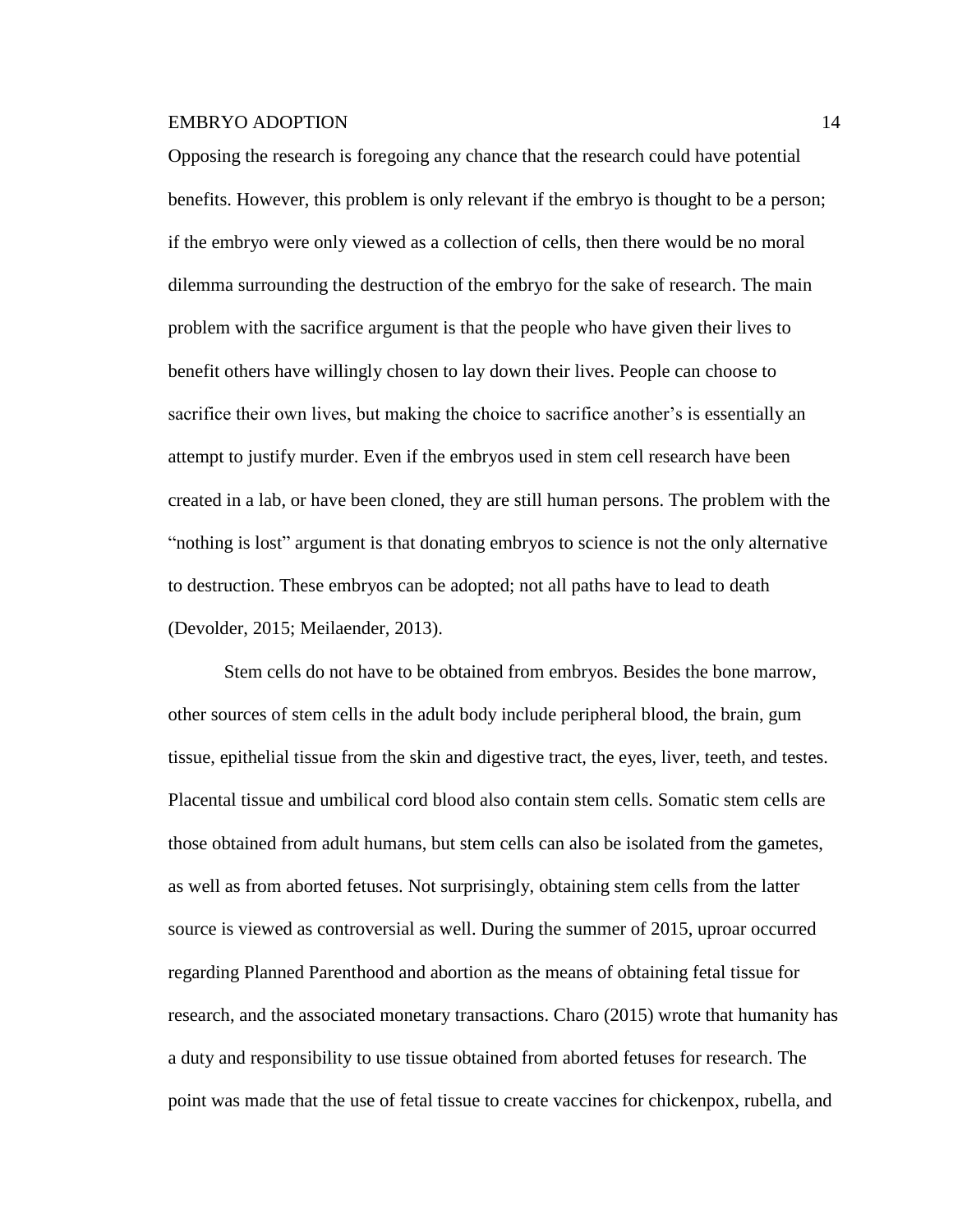Opposing the research is foregoing any chance that the research could have potential benefits. However, this problem is only relevant if the embryo is thought to be a person; if the embryo were only viewed as a collection of cells, then there would be no moral dilemma surrounding the destruction of the embryo for the sake of research. The main problem with the sacrifice argument is that the people who have given their lives to benefit others have willingly chosen to lay down their lives. People can choose to sacrifice their own lives, but making the choice to sacrifice another's is essentially an attempt to justify murder. Even if the embryos used in stem cell research have been created in a lab, or have been cloned, they are still human persons. The problem with the "nothing is lost" argument is that donating embryos to science is not the only alternative to destruction. These embryos can be adopted; not all paths have to lead to death (Devolder, 2015; Meilaender, 2013).

Stem cells do not have to be obtained from embryos. Besides the bone marrow, other sources of stem cells in the adult body include peripheral blood, the brain, gum tissue, epithelial tissue from the skin and digestive tract, the eyes, liver, teeth, and testes. Placental tissue and umbilical cord blood also contain stem cells. Somatic stem cells are those obtained from adult humans, but stem cells can also be isolated from the gametes, as well as from aborted fetuses. Not surprisingly, obtaining stem cells from the latter source is viewed as controversial as well. During the summer of 2015, uproar occurred regarding Planned Parenthood and abortion as the means of obtaining fetal tissue for research, and the associated monetary transactions. Charo (2015) wrote that humanity has a duty and responsibility to use tissue obtained from aborted fetuses for research. The point was made that the use of fetal tissue to create vaccines for chickenpox, rubella, and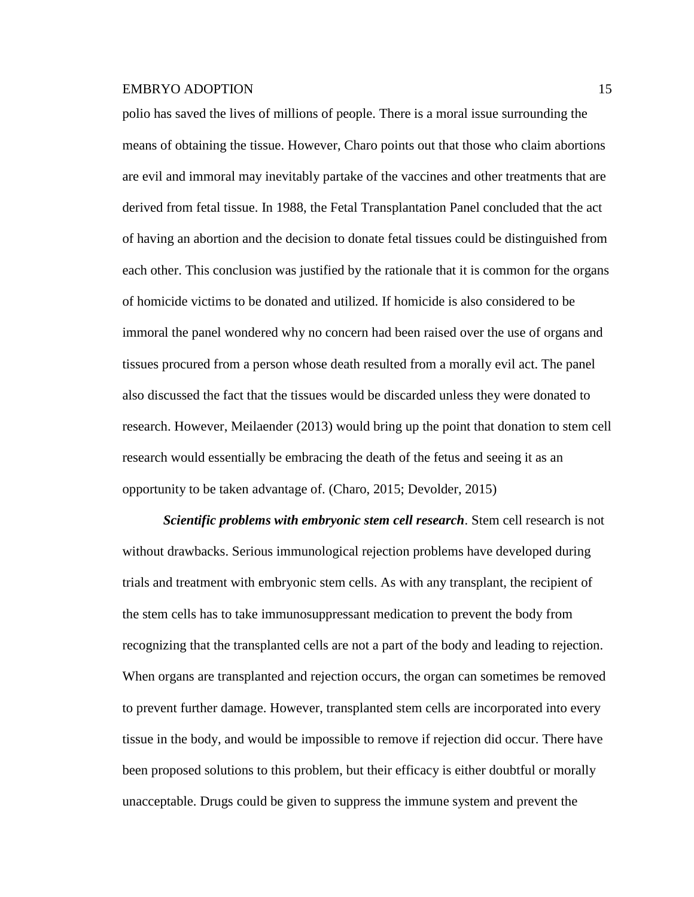polio has saved the lives of millions of people. There is a moral issue surrounding the means of obtaining the tissue. However, Charo points out that those who claim abortions are evil and immoral may inevitably partake of the vaccines and other treatments that are derived from fetal tissue. In 1988, the Fetal Transplantation Panel concluded that the act of having an abortion and the decision to donate fetal tissues could be distinguished from each other. This conclusion was justified by the rationale that it is common for the organs of homicide victims to be donated and utilized. If homicide is also considered to be immoral the panel wondered why no concern had been raised over the use of organs and tissues procured from a person whose death resulted from a morally evil act. The panel also discussed the fact that the tissues would be discarded unless they were donated to research. However, Meilaender (2013) would bring up the point that donation to stem cell research would essentially be embracing the death of the fetus and seeing it as an opportunity to be taken advantage of. (Charo, 2015; Devolder, 2015)

***Scientific problems with embryonic stem cell research***. Stem cell research is not without drawbacks. Serious immunological rejection problems have developed during trials and treatment with embryonic stem cells. As with any transplant, the recipient of the stem cells has to take immunosuppressant medication to prevent the body from recognizing that the transplanted cells are not a part of the body and leading to rejection. When organs are transplanted and rejection occurs, the organ can sometimes be removed to prevent further damage. However, transplanted stem cells are incorporated into every tissue in the body, and would be impossible to remove if rejection did occur. There have been proposed solutions to this problem, but their efficacy is either doubtful or morally unacceptable. Drugs could be given to suppress the immune system and prevent the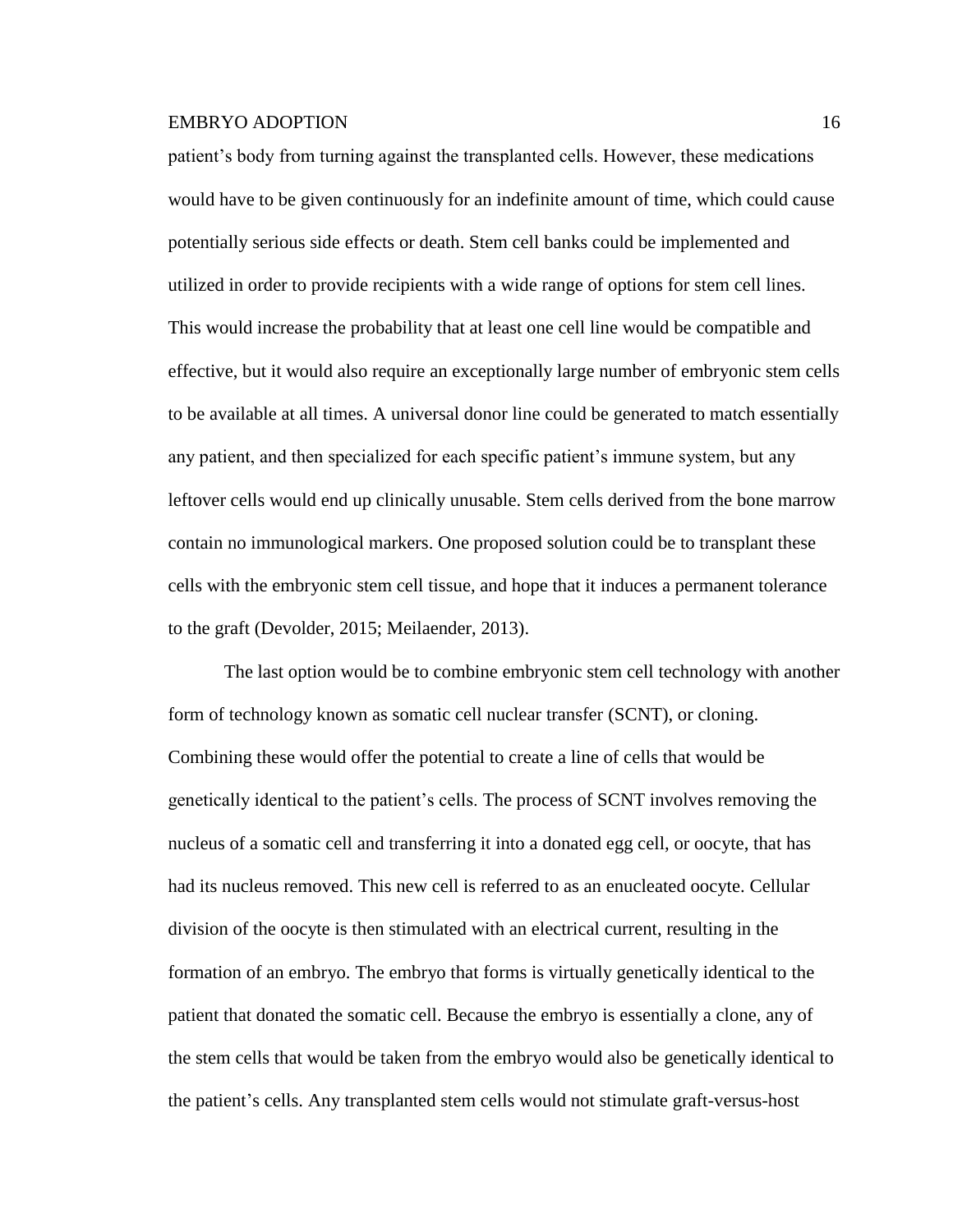patient's body from turning against the transplanted cells. However, these medications would have to be given continuously for an indefinite amount of time, which could cause potentially serious side effects or death. Stem cell banks could be implemented and utilized in order to provide recipients with a wide range of options for stem cell lines. This would increase the probability that at least one cell line would be compatible and effective, but it would also require an exceptionally large number of embryonic stem cells to be available at all times. A universal donor line could be generated to match essentially any patient, and then specialized for each specific patient's immune system, but any leftover cells would end up clinically unusable. Stem cells derived from the bone marrow contain no immunological markers. One proposed solution could be to transplant these cells with the embryonic stem cell tissue, and hope that it induces a permanent tolerance to the graft (Devolder, 2015; Meilaender, 2013).

The last option would be to combine embryonic stem cell technology with another form of technology known as somatic cell nuclear transfer (SCNT), or cloning. Combining these would offer the potential to create a line of cells that would be genetically identical to the patient's cells. The process of SCNT involves removing the nucleus of a somatic cell and transferring it into a donated egg cell, or oocyte, that has had its nucleus removed. This new cell is referred to as an enucleated oocyte. Cellular division of the oocyte is then stimulated with an electrical current, resulting in the formation of an embryo. The embryo that forms is virtually genetically identical to the patient that donated the somatic cell. Because the embryo is essentially a clone, any of the stem cells that would be taken from the embryo would also be genetically identical to the patient's cells. Any transplanted stem cells would not stimulate graft-versus-host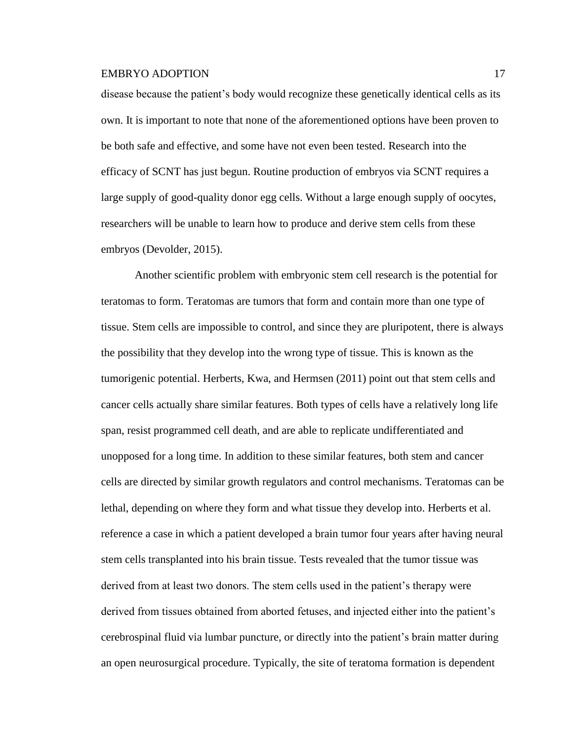disease because the patient's body would recognize these genetically identical cells as its own. It is important to note that none of the aforementioned options have been proven to be both safe and effective, and some have not even been tested. Research into the efficacy of SCNT has just begun. Routine production of embryos via SCNT requires a large supply of good-quality donor egg cells. Without a large enough supply of oocytes, researchers will be unable to learn how to produce and derive stem cells from these embryos (Devolder, 2015).

Another scientific problem with embryonic stem cell research is the potential for teratomas to form. Teratomas are tumors that form and contain more than one type of tissue. Stem cells are impossible to control, and since they are pluripotent, there is always the possibility that they develop into the wrong type of tissue. This is known as the tumorigenic potential. Herberts, Kwa, and Hermsen (2011) point out that stem cells and cancer cells actually share similar features. Both types of cells have a relatively long life span, resist programmed cell death, and are able to replicate undifferentiated and unopposed for a long time. In addition to these similar features, both stem and cancer cells are directed by similar growth regulators and control mechanisms. Teratomas can be lethal, depending on where they form and what tissue they develop into. Herberts et al. reference a case in which a patient developed a brain tumor four years after having neural stem cells transplanted into his brain tissue. Tests revealed that the tumor tissue was derived from at least two donors. The stem cells used in the patient's therapy were derived from tissues obtained from aborted fetuses, and injected either into the patient's cerebrospinal fluid via lumbar puncture, or directly into the patient's brain matter during an open neurosurgical procedure. Typically, the site of teratoma formation is dependent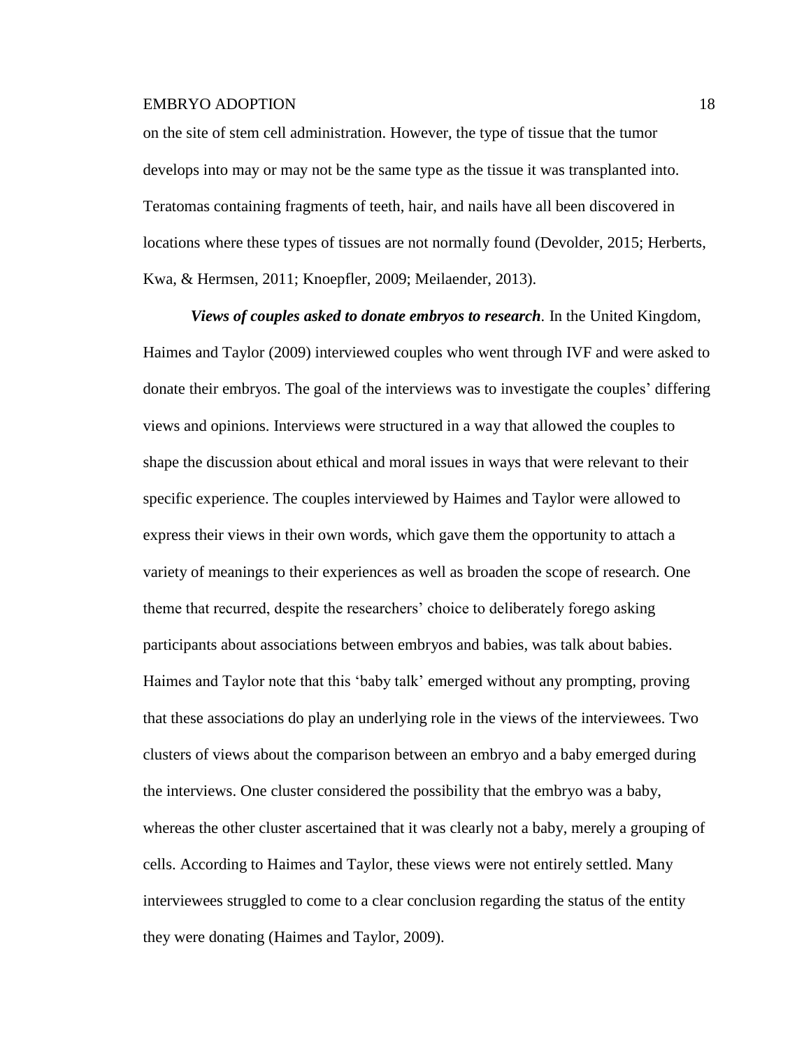on the site of stem cell administration. However, the type of tissue that the tumor develops into may or may not be the same type as the tissue it was transplanted into. Teratomas containing fragments of teeth, hair, and nails have all been discovered in locations where these types of tissues are not normally found (Devolder, 2015; Herberts, Kwa, & Hermsen, 2011; Knoepfler, 2009; Meilaender, 2013).

***Views of couples asked to donate embryos to research*.** In the United Kingdom, Haimes and Taylor (2009) interviewed couples who went through IVF and were asked to donate their embryos. The goal of the interviews was to investigate the couples' differing views and opinions. Interviews were structured in a way that allowed the couples to shape the discussion about ethical and moral issues in ways that were relevant to their specific experience. The couples interviewed by Haimes and Taylor were allowed to express their views in their own words, which gave them the opportunity to attach a variety of meanings to their experiences as well as broaden the scope of research. One theme that recurred, despite the researchers' choice to deliberately forego asking participants about associations between embryos and babies, was talk about babies. Haimes and Taylor note that this 'baby talk' emerged without any prompting, proving that these associations do play an underlying role in the views of the interviewees. Two clusters of views about the comparison between an embryo and a baby emerged during the interviews. One cluster considered the possibility that the embryo was a baby, whereas the other cluster ascertained that it was clearly not a baby, merely a grouping of cells. According to Haimes and Taylor, these views were not entirely settled. Many interviewees struggled to come to a clear conclusion regarding the status of the entity they were donating (Haimes and Taylor, 2009).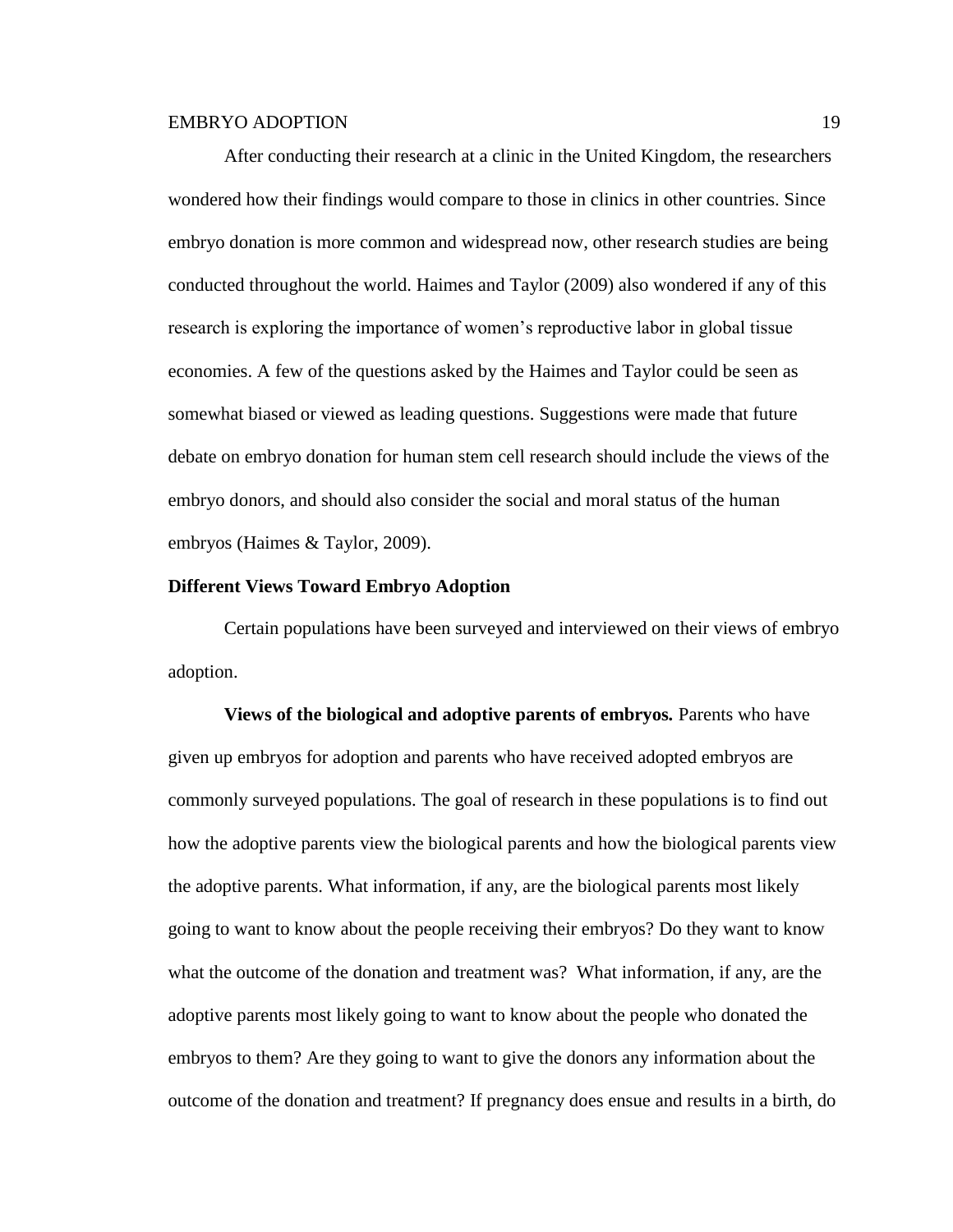After conducting their research at a clinic in the United Kingdom, the researchers wondered how their findings would compare to those in clinics in other countries. Since embryo donation is more common and widespread now, other research studies are being conducted throughout the world. Haimes and Taylor (2009) also wondered if any of this research is exploring the importance of women's reproductive labor in global tissue economies. A few of the questions asked by the Haimes and Taylor could be seen as somewhat biased or viewed as leading questions. Suggestions were made that future debate on embryo donation for human stem cell research should include the views of the embryo donors, and should also consider the social and moral status of the human embryos (Haimes & Taylor, 2009).

## Different Views Toward Embryo Adoption

Certain populations have been surveyed and interviewed on their views of embryo adoption.

**Views of the biological and adoptive parents of embryos.** Parents who have given up embryos for adoption and parents who have received adopted embryos are commonly surveyed populations. The goal of research in these populations is to find out how the adoptive parents view the biological parents and how the biological parents view the adoptive parents. What information, if any, are the biological parents most likely going to want to know about the people receiving their embryos? Do they want to know what the outcome of the donation and treatment was? What information, if any, are the adoptive parents most likely going to want to know about the people who donated the embryos to them? Are they going to want to give the donors any information about the outcome of the donation and treatment? If pregnancy does ensue and results in a birth, do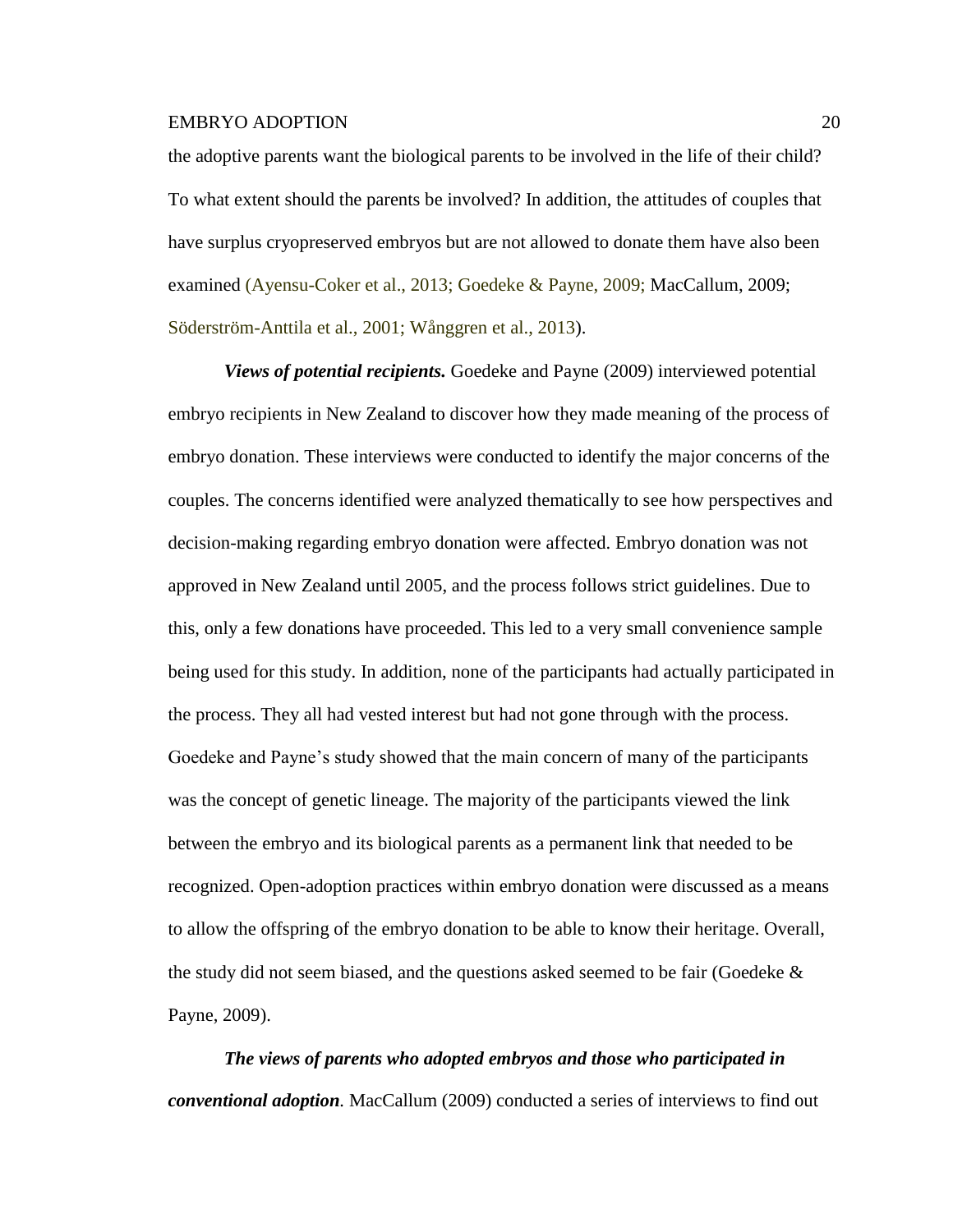the adoptive parents want the biological parents to be involved in the life of their child? To what extent should the parents be involved? In addition, the attitudes of couples that have surplus cryopreserved embryos but are not allowed to donate them have also been examined (Ayensu-Coker et al., 2013; Goedeke & Payne, 2009; MacCallum, 2009; Söderström-Anttila et al., 2001; Wånggren et al., 2013).

***Views of potential recipients.*** Goedeke and Payne (2009) interviewed potential embryo recipients in New Zealand to discover how they made meaning of the process of embryo donation. These interviews were conducted to identify the major concerns of the couples. The concerns identified were analyzed thematically to see how perspectives and decision-making regarding embryo donation were affected. Embryo donation was not approved in New Zealand until 2005, and the process follows strict guidelines. Due to this, only a few donations have proceeded. This led to a very small convenience sample being used for this study. In addition, none of the participants had actually participated in the process. They all had vested interest but had not gone through with the process. Goedeke and Payne's study showed that the main concern of many of the participants was the concept of genetic lineage. The majority of the participants viewed the link between the embryo and its biological parents as a permanent link that needed to be recognized. Open-adoption practices within embryo donation were discussed as a means to allow the offspring of the embryo donation to be able to know their heritage. Overall, the study did not seem biased, and the questions asked seemed to be fair (Goedeke & Payne, 2009).

***The views of parents who adopted embryos and those who participated in conventional adoption***. MacCallum (2009) conducted a series of interviews to find out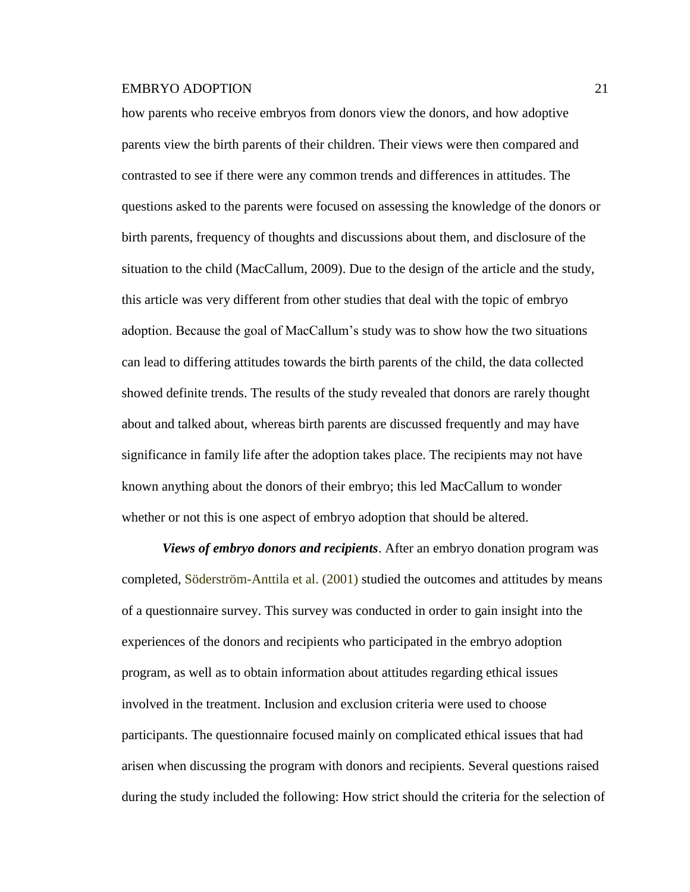how parents who receive embryos from donors view the donors, and how adoptive parents view the birth parents of their children. Their views were then compared and contrasted to see if there were any common trends and differences in attitudes. The questions asked to the parents were focused on assessing the knowledge of the donors or birth parents, frequency of thoughts and discussions about them, and disclosure of the situation to the child (MacCallum, 2009). Due to the design of the article and the study, this article was very different from other studies that deal with the topic of embryo adoption. Because the goal of MacCallum's study was to show how the two situations can lead to differing attitudes towards the birth parents of the child, the data collected showed definite trends. The results of the study revealed that donors are rarely thought about and talked about, whereas birth parents are discussed frequently and may have significance in family life after the adoption takes place. The recipients may not have known anything about the donors of their embryo; this led MacCallum to wonder whether or not this is one aspect of embryo adoption that should be altered.

***Views of embryo donors and recipients***. After an embryo donation program was completed, Söderström-Anttila et al. (2001) studied the outcomes and attitudes by means of a questionnaire survey. This survey was conducted in order to gain insight into the experiences of the donors and recipients who participated in the embryo adoption program, as well as to obtain information about attitudes regarding ethical issues involved in the treatment. Inclusion and exclusion criteria were used to choose participants. The questionnaire focused mainly on complicated ethical issues that had arisen when discussing the program with donors and recipients. Several questions raised during the study included the following: How strict should the criteria for the selection of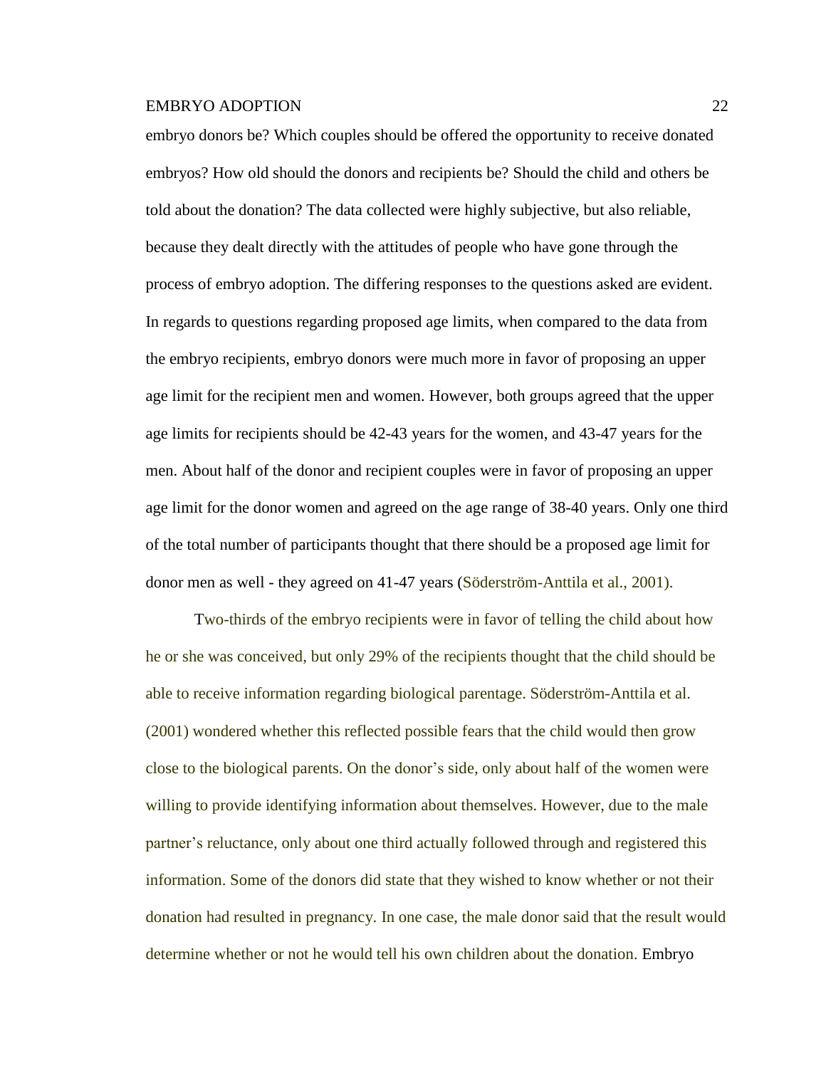embryo donors be? Which couples should be offered the opportunity to receive donated embryos? How old should the donors and recipients be? Should the child and others be told about the donation? The data collected were highly subjective, but also reliable, because they dealt directly with the attitudes of people who have gone through the process of embryo adoption. The differing responses to the questions asked are evident. In regards to questions regarding proposed age limits, when compared to the data from the embryo recipients, embryo donors were much more in favor of proposing an upper age limit for the recipient men and women. However, both groups agreed that the upper age limits for recipients should be 42-43 years for the women, and 43-47 years for the men. About half of the donor and recipient couples were in favor of proposing an upper age limit for the donor women and agreed on the age range of 38-40 years. Only one third of the total number of participants thought that there should be a proposed age limit for donor men as well - they agreed on 41-47 years (Söderström-Anttila et al., 2001).

Two-thirds of the embryo recipients were in favor of telling the child about how he or she was conceived, but only 29% of the recipients thought that the child should be able to receive information regarding biological parentage. Söderström-Anttila et al. (2001) wondered whether this reflected possible fears that the child would then grow close to the biological parents. On the donor's side, only about half of the women were willing to provide identifying information about themselves. However, due to the male partner's reluctance, only about one third actually followed through and registered this information. Some of the donors did state that they wished to know whether or not their donation had resulted in pregnancy. In one case, the male donor said that the result would determine whether or not he would tell his own children about the donation. Embryo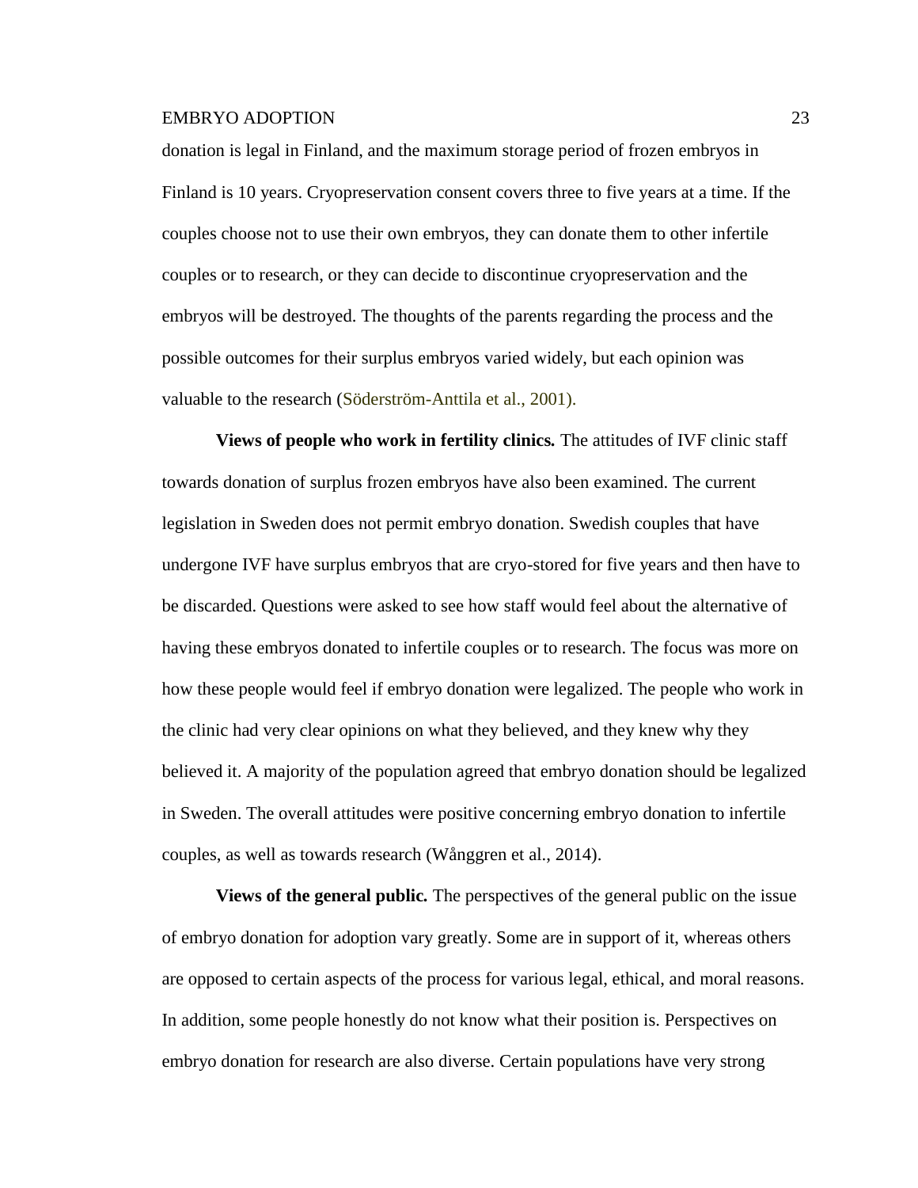donation is legal in Finland, and the maximum storage period of frozen embryos in Finland is 10 years. Cryopreservation consent covers three to five years at a time. If the couples choose not to use their own embryos, they can donate them to other infertile couples or to research, or they can decide to discontinue cryopreservation and the embryos will be destroyed. The thoughts of the parents regarding the process and the possible outcomes for their surplus embryos varied widely, but each opinion was valuable to the research (Söderström-Anttila et al., 2001).

**Views of people who work in fertility clinics.** The attitudes of IVF clinic staff towards donation of surplus frozen embryos have also been examined. The current legislation in Sweden does not permit embryo donation. Swedish couples that have undergone IVF have surplus embryos that are cryo-stored for five years and then have to be discarded. Questions were asked to see how staff would feel about the alternative of having these embryos donated to infertile couples or to research. The focus was more on how these people would feel if embryo donation were legalized. The people who work in the clinic had very clear opinions on what they believed, and they knew why they believed it. A majority of the population agreed that embryo donation should be legalized in Sweden. The overall attitudes were positive concerning embryo donation to infertile couples, as well as towards research (Wånggren et al., 2014).

**Views of the general public.** The perspectives of the general public on the issue of embryo donation for adoption vary greatly. Some are in support of it, whereas others are opposed to certain aspects of the process for various legal, ethical, and moral reasons. In addition, some people honestly do not know what their position is. Perspectives on embryo donation for research are also diverse. Certain populations have very strong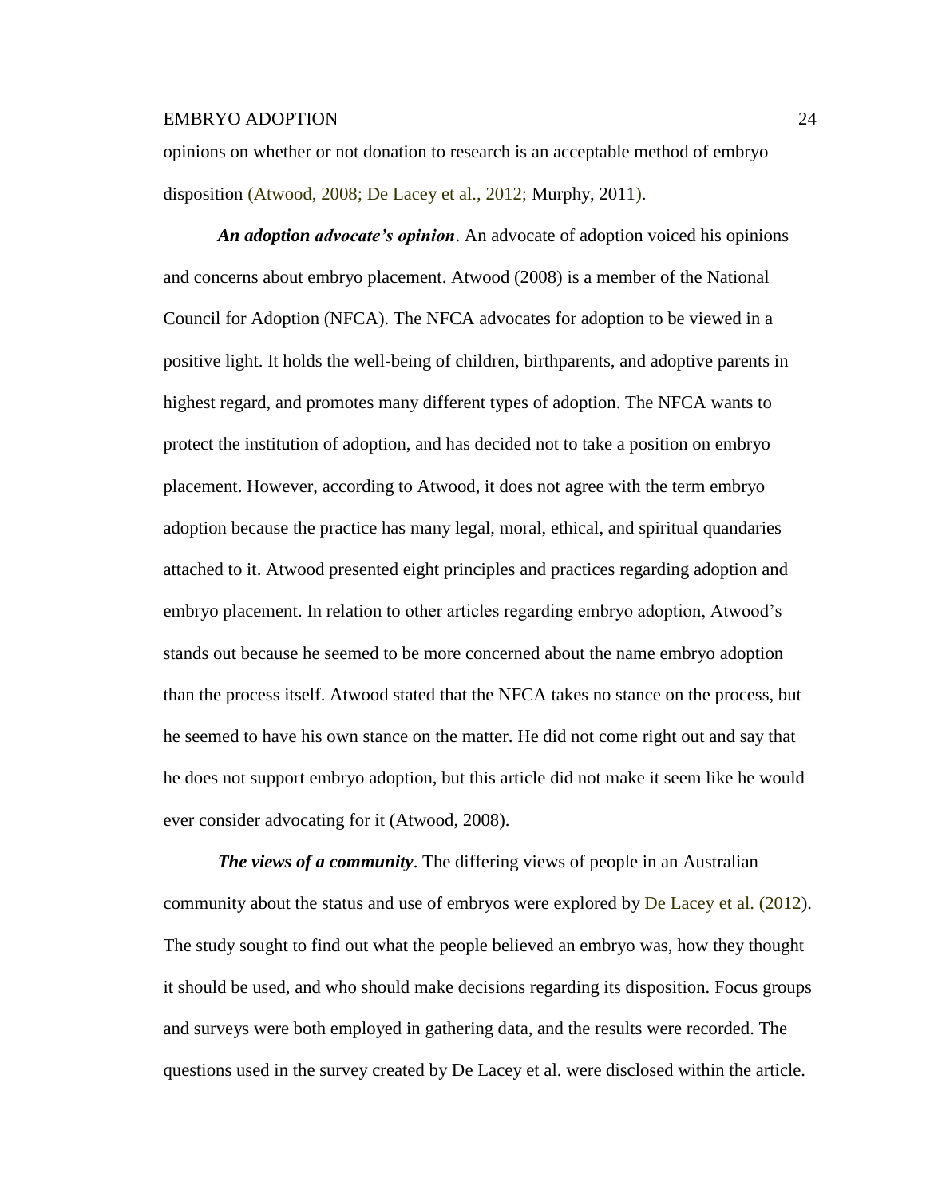opinions on whether or not donation to research is an acceptable method of embryo disposition (Atwood, 2008; De Lacey et al., 2012; Murphy, 2011).

***An adoption advocate's opinion***. An advocate of adoption voiced his opinions and concerns about embryo placement. Atwood (2008) is a member of the National Council for Adoption (NFCA). The NFCA advocates for adoption to be viewed in a positive light. It holds the well-being of children, birthparents, and adoptive parents in highest regard, and promotes many different types of adoption. The NFCA wants to protect the institution of adoption, and has decided not to take a position on embryo placement. However, according to Atwood, it does not agree with the term embryo adoption because the practice has many legal, moral, ethical, and spiritual quandaries attached to it. Atwood presented eight principles and practices regarding adoption and embryo placement. In relation to other articles regarding embryo adoption, Atwood's stands out because he seemed to be more concerned about the name embryo adoption than the process itself. Atwood stated that the NFCA takes no stance on the process, but he seemed to have his own stance on the matter. He did not come right out and say that he does not support embryo adoption, but this article did not make it seem like he would ever consider advocating for it (Atwood, 2008).

***The views of a community***. The differing views of people in an Australian community about the status and use of embryos were explored by De Lacey et al. (2012). The study sought to find out what the people believed an embryo was, how they thought it should be used, and who should make decisions regarding its disposition. Focus groups and surveys were both employed in gathering data, and the results were recorded. The questions used in the survey created by De Lacey et al. were disclosed within the article.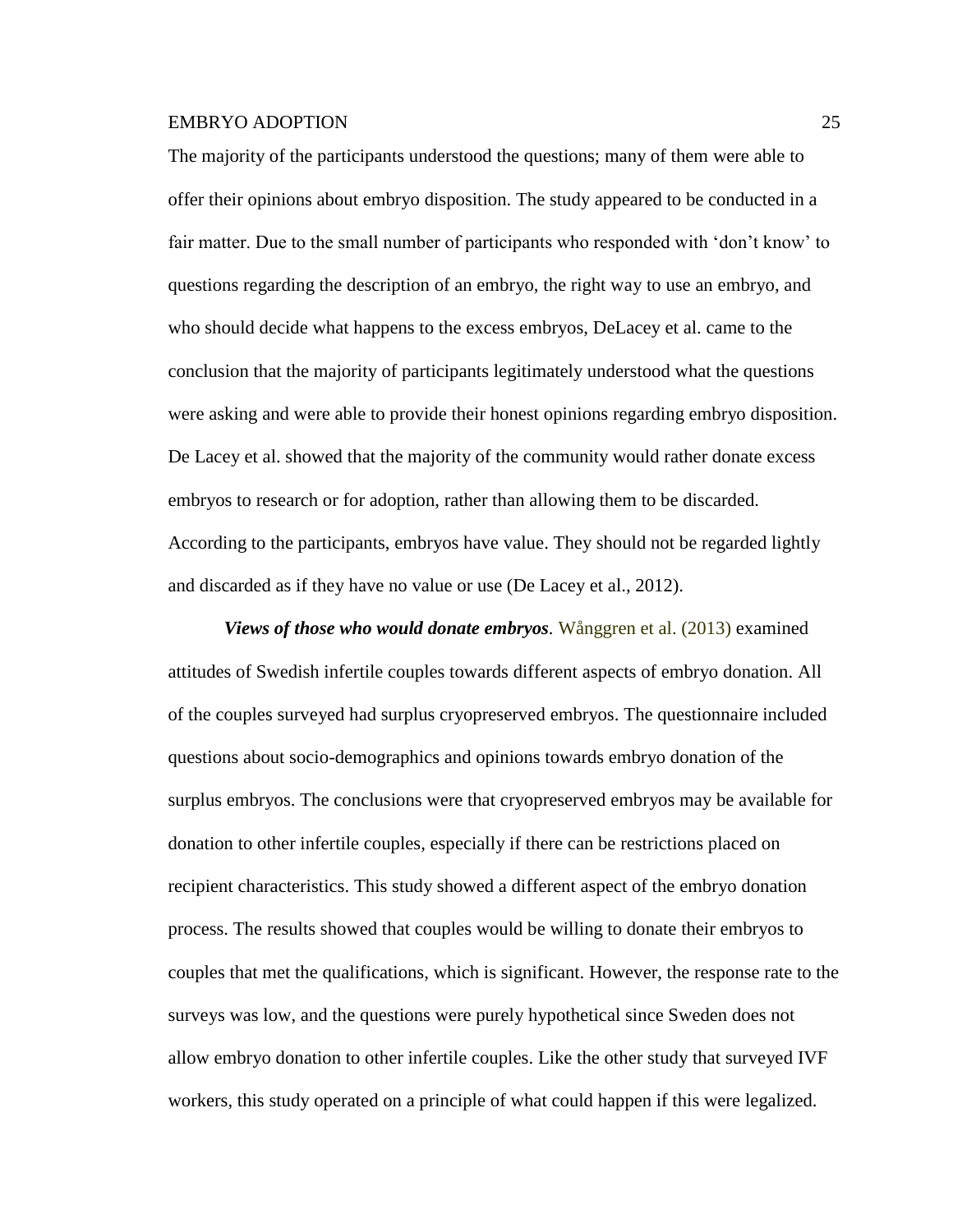The majority of the participants understood the questions; many of them were able to offer their opinions about embryo disposition. The study appeared to be conducted in a fair matter. Due to the small number of participants who responded with 'don't know' to questions regarding the description of an embryo, the right way to use an embryo, and who should decide what happens to the excess embryos, DeLacey et al. came to the conclusion that the majority of participants legitimately understood what the questions were asking and were able to provide their honest opinions regarding embryo disposition. De Lacey et al. showed that the majority of the community would rather donate excess embryos to research or for adoption, rather than allowing them to be discarded. According to the participants, embryos have value. They should not be regarded lightly and discarded as if they have no value or use (De Lacey et al., 2012).

***Views of those who would donate embryos***. Wånggren et al. (2013) examined attitudes of Swedish infertile couples towards different aspects of embryo donation. All of the couples surveyed had surplus cryopreserved embryos. The questionnaire included questions about socio-demographics and opinions towards embryo donation of the surplus embryos. The conclusions were that cryopreserved embryos may be available for donation to other infertile couples, especially if there can be restrictions placed on recipient characteristics. This study showed a different aspect of the embryo donation process. The results showed that couples would be willing to donate their embryos to couples that met the qualifications, which is significant. However, the response rate to the surveys was low, and the questions were purely hypothetical since Sweden does not allow embryo donation to other infertile couples. Like the other study that surveyed IVF workers, this study operated on a principle of what could happen if this were legalized.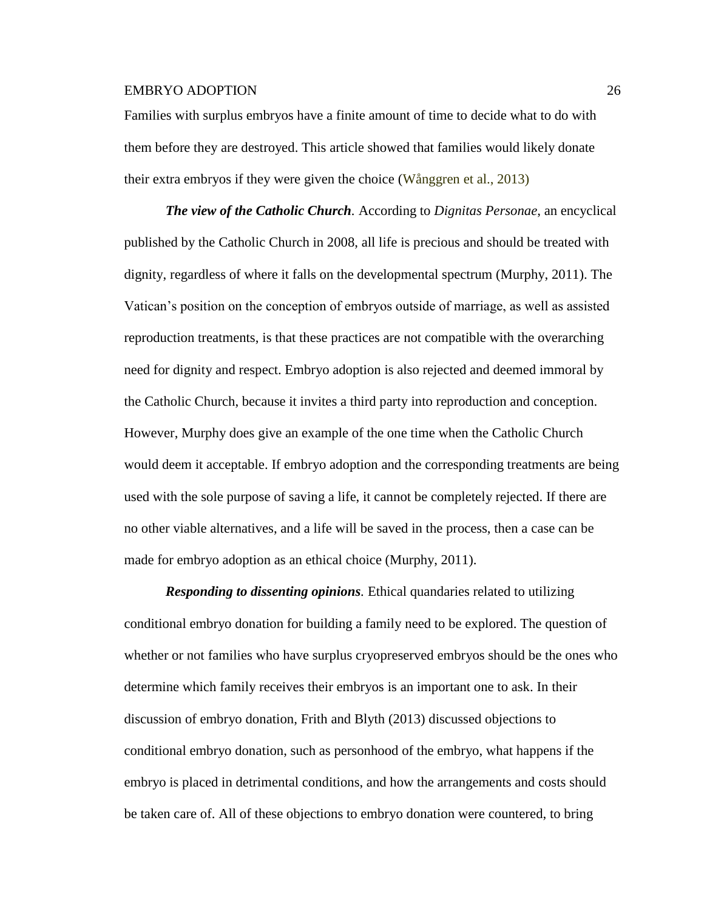Families with surplus embryos have a finite amount of time to decide what to do with them before they are destroyed. This article showed that families would likely donate their extra embryos if they were given the choice (Wånggren et al., 2013)

***The view of the Catholic Church.*** According to *Dignitas Personae*, an encyclical published by the Catholic Church in 2008, all life is precious and should be treated with dignity, regardless of where it falls on the developmental spectrum (Murphy, 2011). The Vatican's position on the conception of embryos outside of marriage, as well as assisted reproduction treatments, is that these practices are not compatible with the overarching need for dignity and respect. Embryo adoption is also rejected and deemed immoral by the Catholic Church, because it invites a third party into reproduction and conception. However, Murphy does give an example of the one time when the Catholic Church would deem it acceptable. If embryo adoption and the corresponding treatments are being used with the sole purpose of saving a life, it cannot be completely rejected. If there are no other viable alternatives, and a life will be saved in the process, then a case can be made for embryo adoption as an ethical choice (Murphy, 2011).

***Responding to dissenting opinions.*** Ethical quandaries related to utilizing conditional embryo donation for building a family need to be explored. The question of whether or not families who have surplus cryopreserved embryos should be the ones who determine which family receives their embryos is an important one to ask. In their discussion of embryo donation, Frith and Blyth (2013) discussed objections to conditional embryo donation, such as personhood of the embryo, what happens if the embryo is placed in detrimental conditions, and how the arrangements and costs should be taken care of. All of these objections to embryo donation were countered, to bring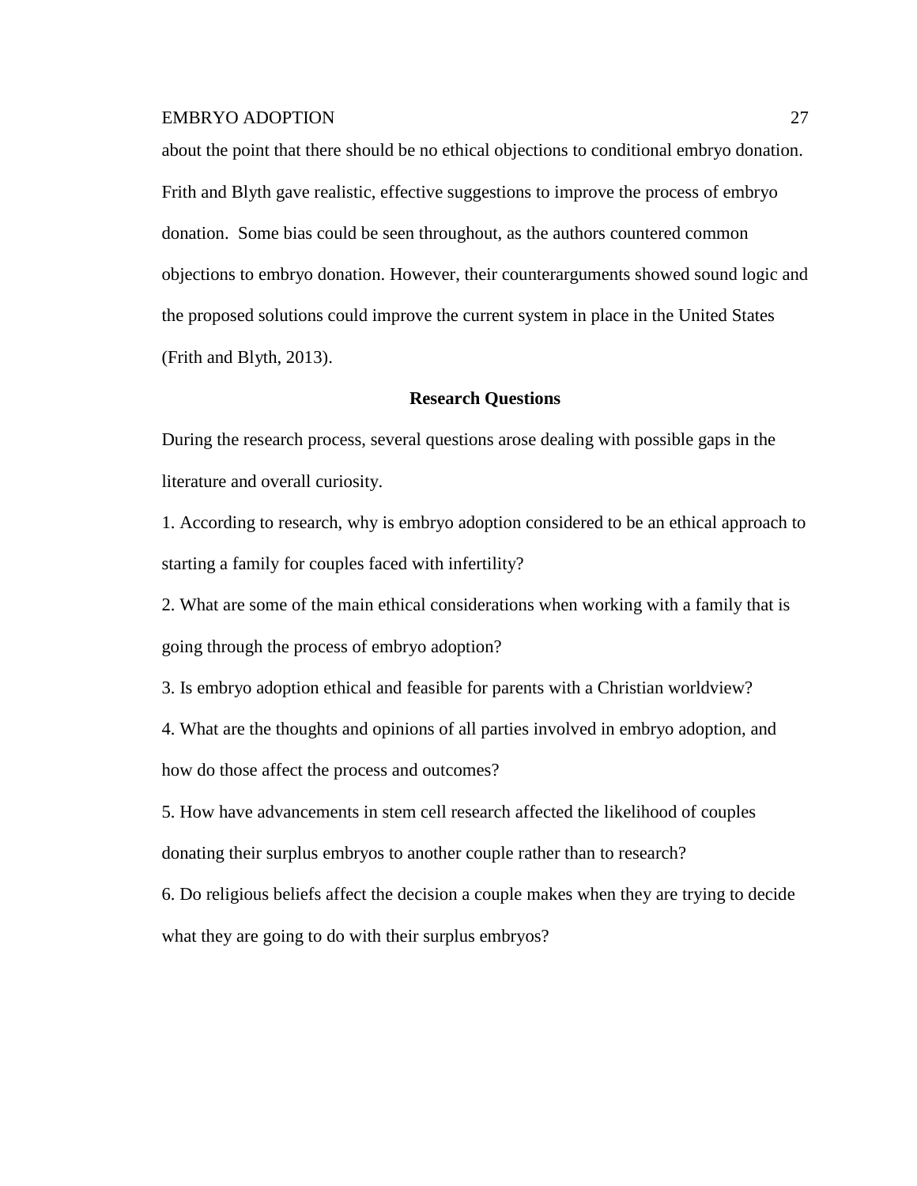about the point that there should be no ethical objections to conditional embryo donation. Frith and Blyth gave realistic, effective suggestions to improve the process of embryo donation. Some bias could be seen throughout, as the authors countered common objections to embryo donation. However, their counterarguments showed sound logic and the proposed solutions could improve the current system in place in the United States (Frith and Blyth, 2013).

## Research Questions

During the research process, several questions arose dealing with possible gaps in the literature and overall curiosity.

1. According to research, why is embryo adoption considered to be an ethical approach to starting a family for couples faced with infertility?
2. What are some of the main ethical considerations when working with a family that is going through the process of embryo adoption?
3. Is embryo adoption ethical and feasible for parents with a Christian worldview?
4. What are the thoughts and opinions of all parties involved in embryo adoption, and how do those affect the process and outcomes?
5. How have advancements in stem cell research affected the likelihood of couples donating their surplus embryos to another couple rather than to research?
6. Do religious beliefs affect the decision a couple makes when they are trying to decide what they are going to do with their surplus embryos?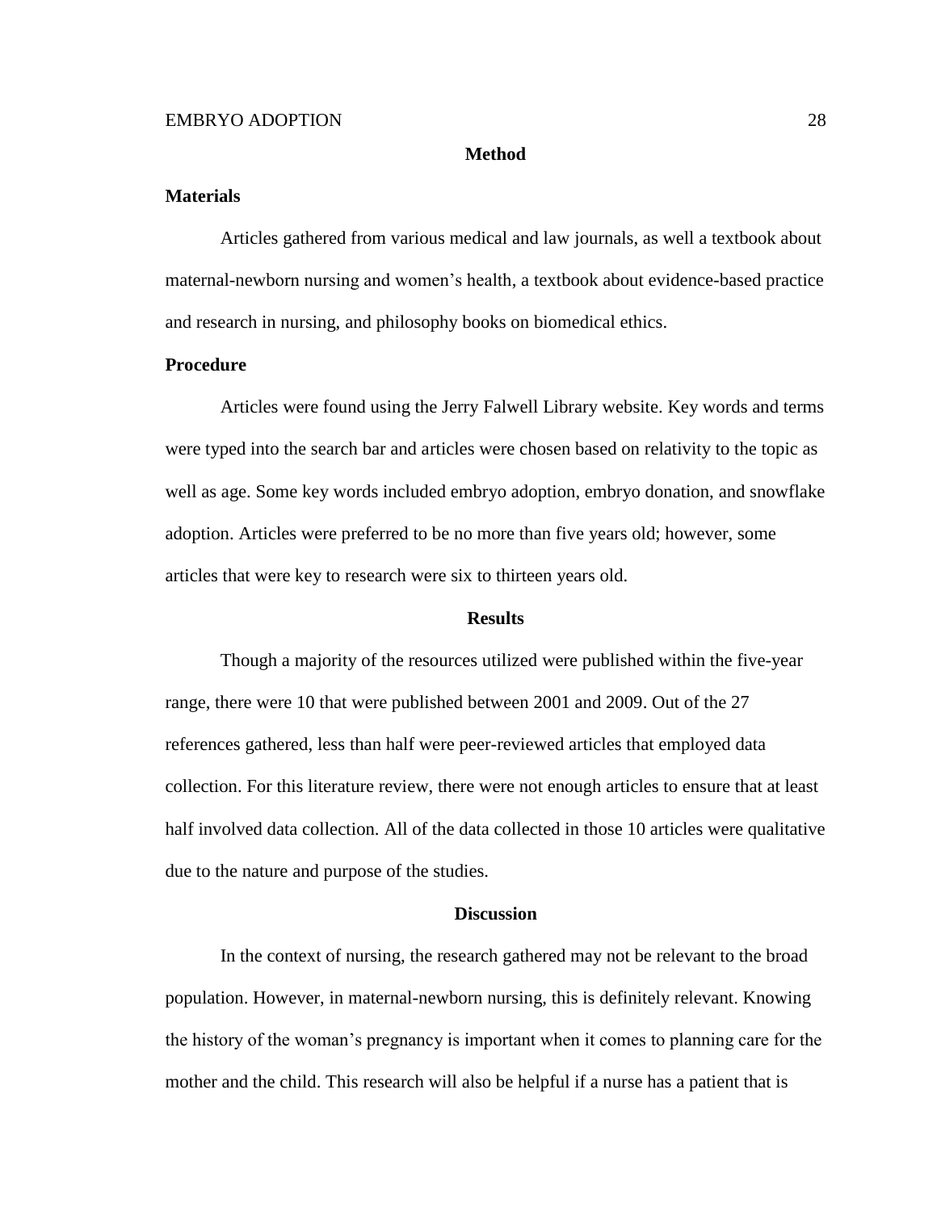## Method

### Materials

Articles gathered from various medical and law journals, as well a textbook about maternal-newborn nursing and women's health, a textbook about evidence-based practice and research in nursing, and philosophy books on biomedical ethics.

### Procedure

Articles were found using the Jerry Falwell Library website. Key words and terms were typed into the search bar and articles were chosen based on relativity to the topic as well as age. Some key words included embryo adoption, embryo donation, and snowflake adoption. Articles were preferred to be no more than five years old; however, some articles that were key to research were six to thirteen years old.

## Results

Though a majority of the resources utilized were published within the five-year range, there were 10 that were published between 2001 and 2009. Out of the 27 references gathered, less than half were peer-reviewed articles that employed data collection. For this literature review, there were not enough articles to ensure that at least half involved data collection. All of the data collected in those 10 articles were qualitative due to the nature and purpose of the studies.

## Discussion

In the context of nursing, the research gathered may not be relevant to the broad population. However, in maternal-newborn nursing, this is definitely relevant. Knowing the history of the woman's pregnancy is important when it comes to planning care for the mother and the child. This research will also be helpful if a nurse has a patient that is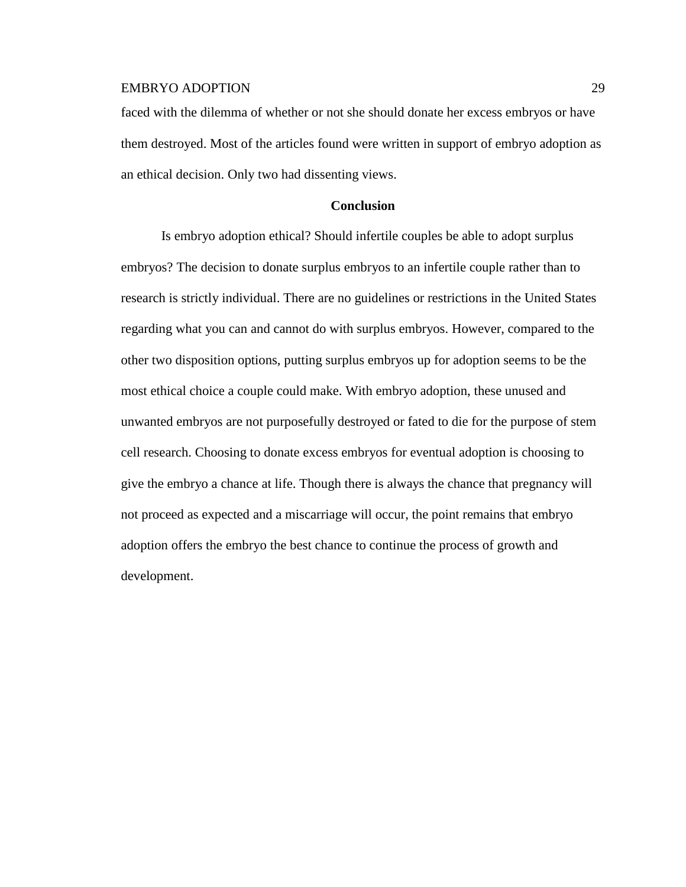faced with the dilemma of whether or not she should donate her excess embryos or have them destroyed. Most of the articles found were written in support of embryo adoption as an ethical decision. Only two had dissenting views.

## Conclusion

Is embryo adoption ethical? Should infertile couples be able to adopt surplus embryos? The decision to donate surplus embryos to an infertile couple rather than to research is strictly individual. There are no guidelines or restrictions in the United States regarding what you can and cannot do with surplus embryos. However, compared to the other two disposition options, putting surplus embryos up for adoption seems to be the most ethical choice a couple could make. With embryo adoption, these unused and unwanted embryos are not purposefully destroyed or fated to die for the purpose of stem cell research. Choosing to donate excess embryos for eventual adoption is choosing to give the embryo a chance at life. Though there is always the chance that pregnancy will not proceed as expected and a miscarriage will occur, the point remains that embryo adoption offers the embryo the best chance to continue the process of growth and development.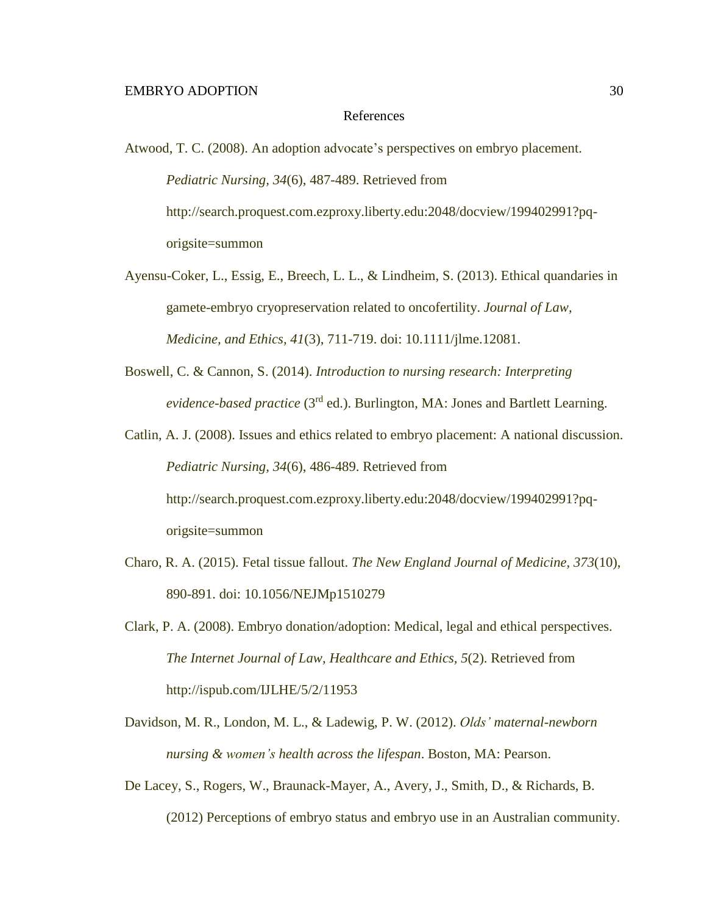# References

Atwood, T. C. (2008). An adoption advocate's perspectives on embryo placement. *Pediatric Nursing, 34*(6), 487-489. Retrieved from http://search.proquest.com.ezproxy.liberty.edu:2048/docview/199402991?pq-origsite=summon

Ayensu-Coker, L., Essig, E., Breech, L. L., & Lindheim, S. (2013). Ethical quandaries in gamete-embryo cryopreservation related to oncofertility. *Journal of Law, Medicine, and Ethics*, *41*(3), 711-719. doi: 10.1111/jlme.12081.

Boswell, C. & Cannon, S. (2014). *Introduction to nursing research: Interpreting evidence-based practice* (3rd ed.). Burlington, MA: Jones and Bartlett Learning.

Catlin, A. J. (2008). Issues and ethics related to embryo placement: A national discussion. *Pediatric Nursing, 34*(6), 486-489. Retrieved from http://search.proquest.com.ezproxy.liberty.edu:2048/docview/199402991?pq-origsite=summon

Charo, R. A. (2015). Fetal tissue fallout. *The New England Journal of Medicine, 373*(10), 890-891. doi: 10.1056/NEJMp1510279

Clark, P. A. (2008). Embryo donation/adoption: Medical, legal and ethical perspectives. *The Internet Journal of Law, Healthcare and Ethics, 5*(2). Retrieved from http://ispub.com/IJLHE/5/2/11953

Davidson, M. R., London, M. L., & Ladewig, P. W. (2012). *Olds' maternal-newborn nursing & women's health across the lifespan*. Boston, MA: Pearson.

De Lacey, S., Rogers, W., Braunack-Mayer, A., Avery, J., Smith, D., & Richards, B. (2012) Perceptions of embryo status and embryo use in an Australian community.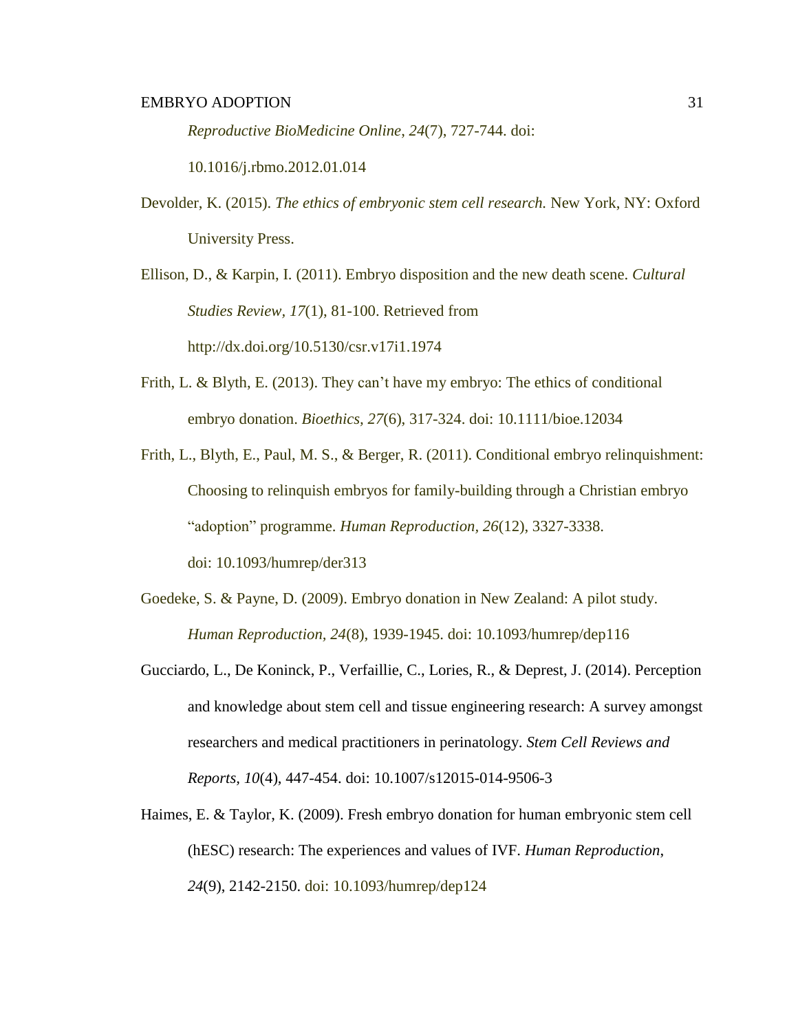*Reproductive BioMedicine Online*, *24*(7), 727-744. doi: 10.1016/j.rbmo.2012.01.014

Devolder, K. (2015). *The ethics of embryonic stem cell research.* New York, NY: Oxford University Press.

Ellison, D., & Karpin, I. (2011). Embryo disposition and the new death scene. *Cultural Studies Review*, *17*(1), 81-100. Retrieved from http://dx.doi.org/10.5130/csr.v17i1.1974

Frith, L. & Blyth, E. (2013). They can't have my embryo: The ethics of conditional embryo donation. *Bioethics, 27*(6), 317-324. doi: 10.1111/bioe.12034

Frith, L., Blyth, E., Paul, M. S., & Berger, R. (2011). Conditional embryo relinquishment: Choosing to relinquish embryos for family-building through a Christian embryo "adoption" programme. *Human Reproduction, 26*(12), 3327-3338. doi: 10.1093/humrep/der313

Goedeke, S. & Payne, D. (2009). Embryo donation in New Zealand: A pilot study. *Human Reproduction, 24*(8), 1939-1945. doi: 10.1093/humrep/dep116

Gucciardo, L., De Koninck, P., Verfaillie, C., Lories, R., & Deprest, J. (2014). Perception and knowledge about stem cell and tissue engineering research: A survey amongst researchers and medical practitioners in perinatology. *Stem Cell Reviews and Reports, 10*(4), 447-454. doi: 10.1007/s12015-014-9506-3

Haimes, E. & Taylor, K. (2009). Fresh embryo donation for human embryonic stem cell (hESC) research: The experiences and values of IVF. *Human Reproduction*, *24*(9), 2142-2150. doi: 10.1093/humrep/dep124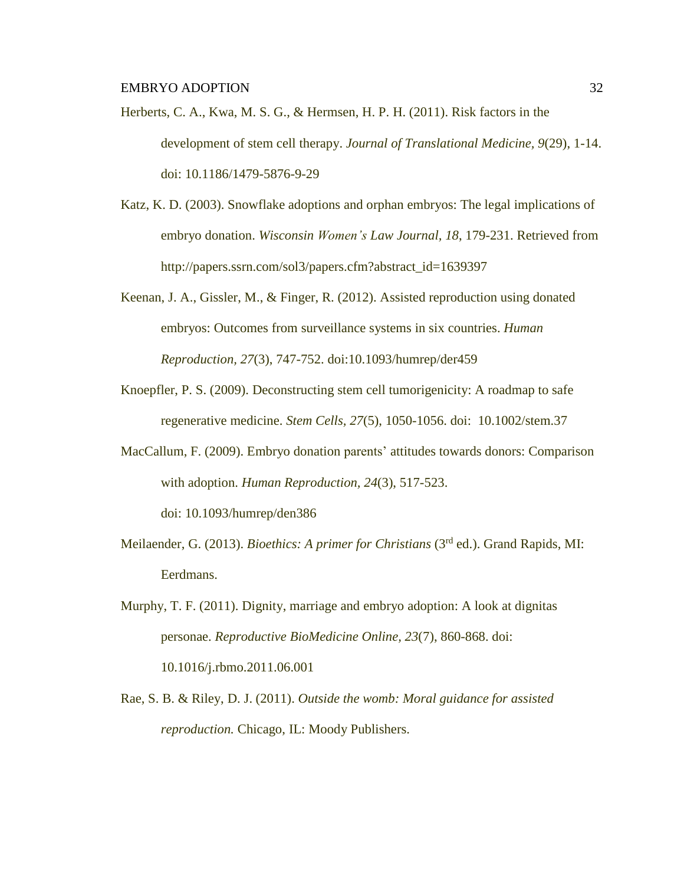Herberts, C. A., Kwa, M. S. G., & Hermsen, H. P. H. (2011). Risk factors in the development of stem cell therapy. *Journal of Translational Medicine, 9*(29), 1-14. doi: 10.1186/1479-5876-9-29

Katz, K. D. (2003). Snowflake adoptions and orphan embryos: The legal implications of embryo donation. *Wisconsin Women's Law Journal, 18*, 179-231. Retrieved from http://papers.ssrn.com/sol3/papers.cfm?abstract_id=1639397

Keenan, J. A., Gissler, M., & Finger, R. (2012). Assisted reproduction using donated embryos: Outcomes from surveillance systems in six countries. *Human Reproduction, 27*(3), 747-752. doi:10.1093/humrep/der459

Knoepfler, P. S. (2009). Deconstructing stem cell tumorigenicity: A roadmap to safe regenerative medicine. *Stem Cells, 27*(5), 1050-1056. doi: 10.1002/stem.37

MacCallum, F. (2009). Embryo donation parents' attitudes towards donors: Comparison with adoption. *Human Reproduction, 24*(3), 517-523. doi: 10.1093/humrep/den386

Meilaender, G. (2013). *Bioethics: A primer for Christians* (3rd ed.). Grand Rapids, MI: Eerdmans.

Murphy, T. F. (2011). Dignity, marriage and embryo adoption: A look at dignitas personae. *Reproductive BioMedicine Online, 23*(7), 860-868. doi: 10.1016/j.rbmo.2011.06.001

Rae, S. B. & Riley, D. J. (2011). *Outside the womb: Moral guidance for assisted reproduction.* Chicago, IL: Moody Publishers.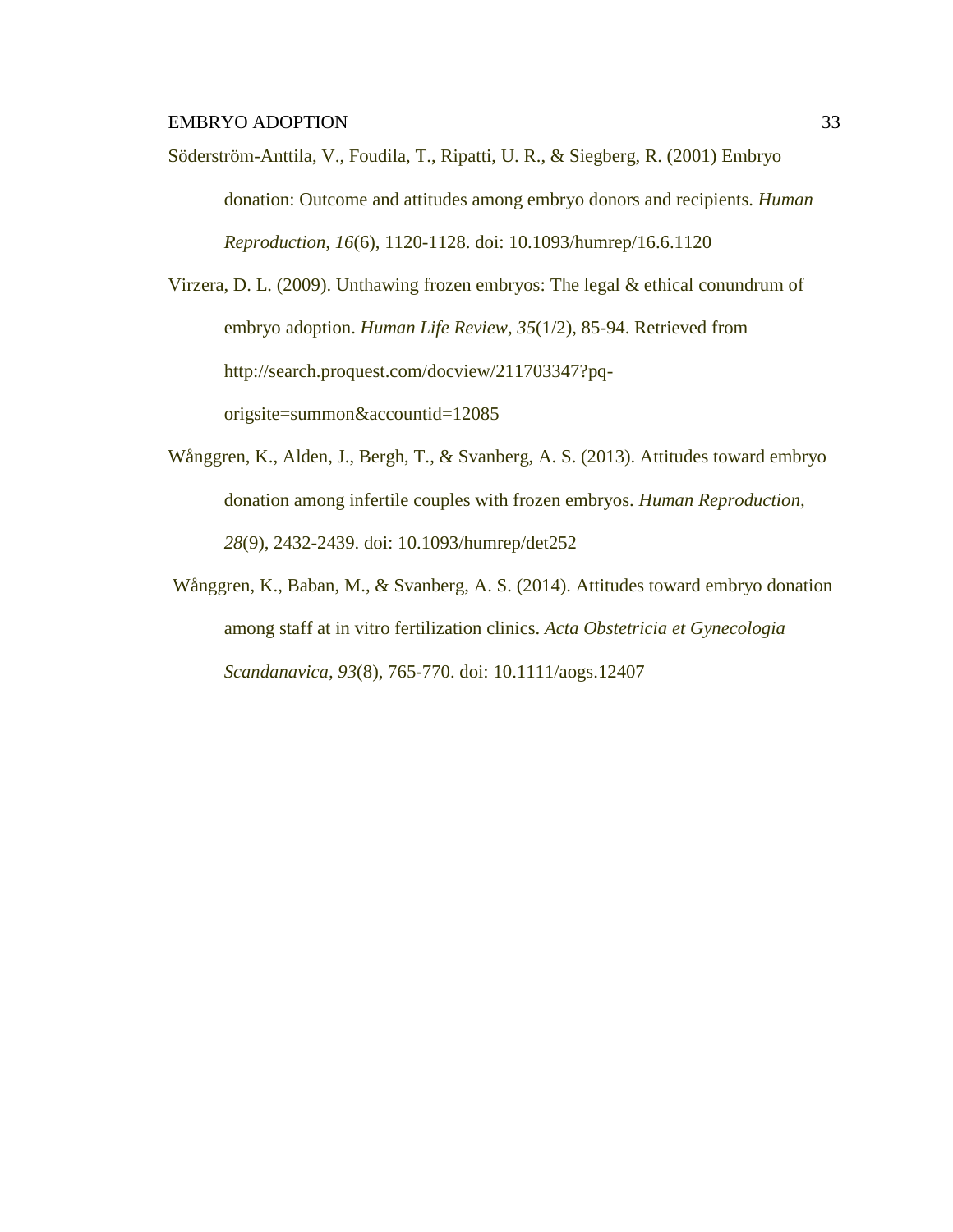Söderström-Anttila, V., Foudila, T., Ripatti, U. R., & Siegberg, R. (2001) Embryo donation: Outcome and attitudes among embryo donors and recipients. *Human Reproduction, 16*(6), 1120-1128. doi: 10.1093/humrep/16.6.1120

Virzera, D. L. (2009). Unthawing frozen embryos: The legal & ethical conundrum of embryo adoption. *Human Life Review, 35*(1/2), 85-94. Retrieved from http://search.proquest.com/docview/211703347?pq-origsite=summon&accountid=12085

Wånggren, K., Alden, J., Bergh, T., & Svanberg, A. S. (2013). Attitudes toward embryo donation among infertile couples with frozen embryos. *Human Reproduction, 28*(9), 2432-2439. doi: 10.1093/humrep/det252

Wånggren, K., Baban, M., & Svanberg, A. S. (2014). Attitudes toward embryo donation among staff at in vitro fertilization clinics. *Acta Obstetricia et Gynecologia Scandanavica, 93*(8), 765-770. doi: 10.1111/aogs.12407